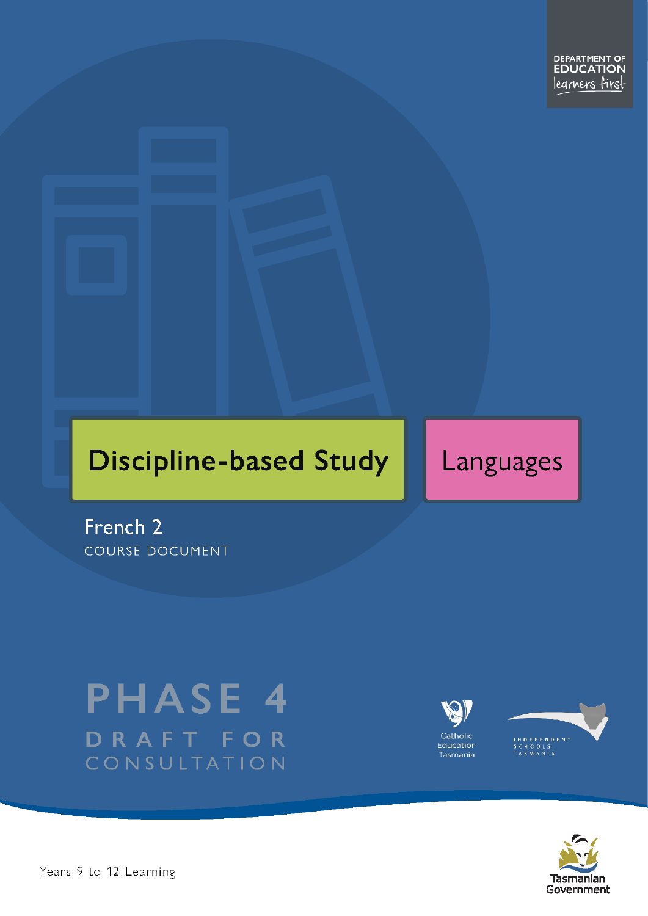DEPARTMENT OF EDUCATION
learners first

# Discipline-based Study

# Languages

## French 2

COURSE DOCUMENT

PHASE 4

DRAFT FOR CONSULTATION

Catholic Education Tasmania

INDEPENDENT SCHOOLS TASMANIA

Tasmanian Government

Years 9 to 12 Learning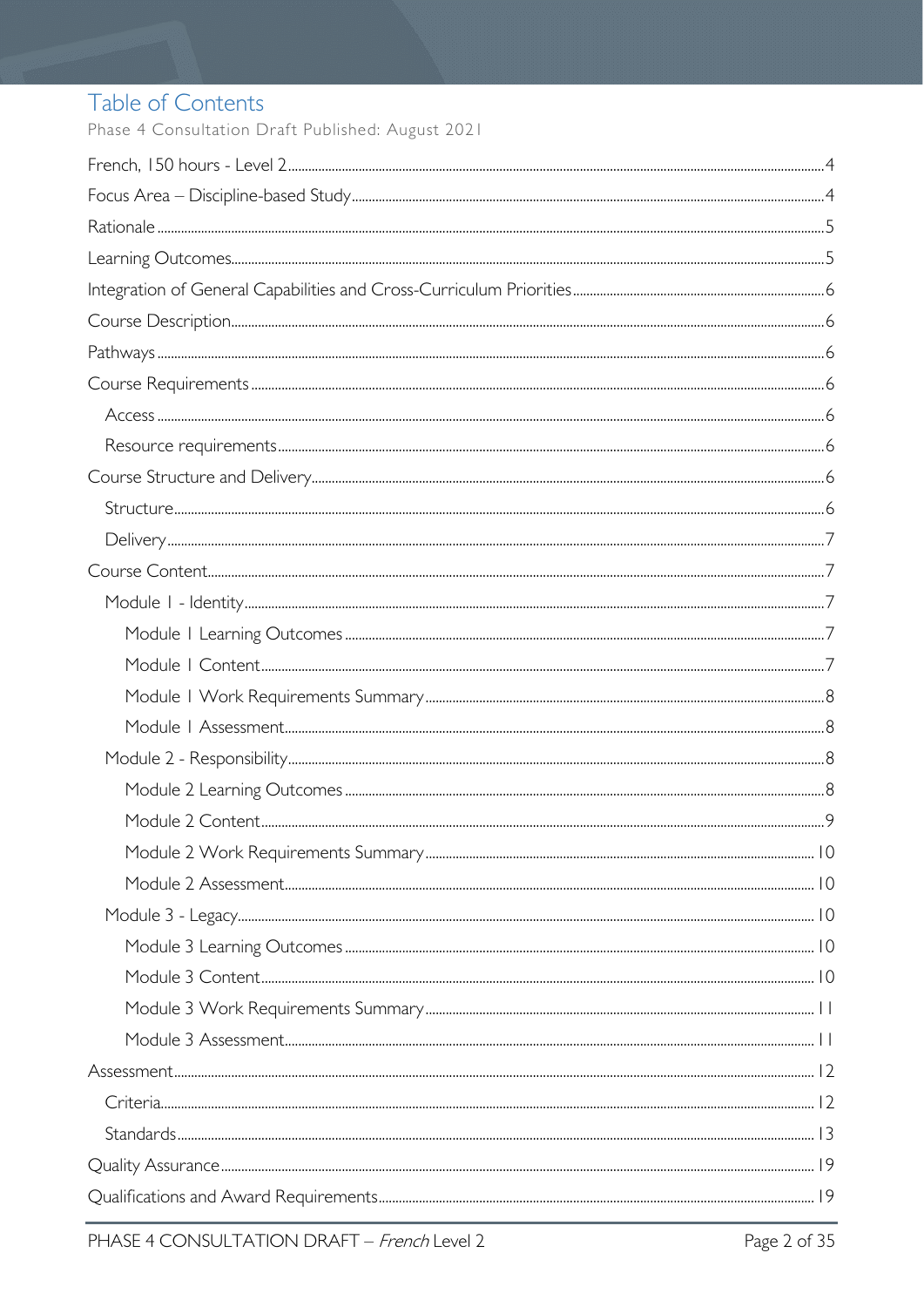# Table of Contents

Phase 4 Consultation Draft Published: August 2021

- French, 150 hours - Level 2 .... 4
- Focus Area – Discipline-based Study .... 4
- Rationale .... 5
- Learning Outcomes .... 5
- Integration of General Capabilities and Cross-Curriculum Priorities .... 6
- Course Description .... 6
- Pathways .... 6
- Course Requirements .... 6
  - Access .... 6
  - Resource requirements .... 6
- Course Structure and Delivery .... 6
  - Structure .... 6
  - Delivery .... 7
- Course Content .... 7
  - Module 1 - Identity .... 7
    - Module 1 Learning Outcomes .... 7
    - Module 1 Content .... 7
    - Module 1 Work Requirements Summary .... 8
    - Module 1 Assessment .... 8
  - Module 2 - Responsibility .... 8
    - Module 2 Learning Outcomes .... 8
    - Module 2 Content .... 9
    - Module 2 Work Requirements Summary .... 10
    - Module 2 Assessment .... 10
  - Module 3 - Legacy .... 10
    - Module 3 Learning Outcomes .... 10
    - Module 3 Content .... 10
    - Module 3 Work Requirements Summary .... 11
    - Module 3 Assessment .... 11
- Assessment .... 12
  - Criteria .... 12
  - Standards .... 13
- Quality Assurance .... 19
- Qualifications and Award Requirements .... 19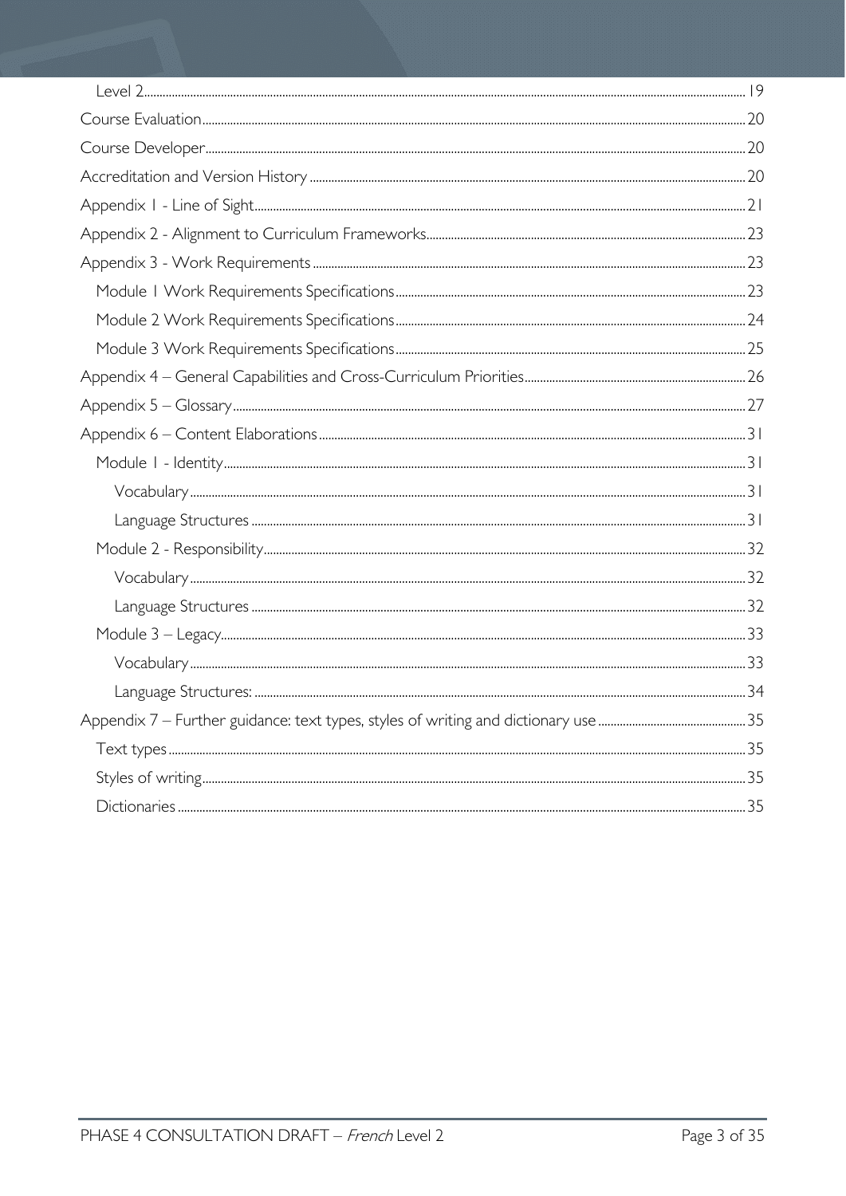- Level 2 ..... 19
- Course Evaluation ..... 20
- Course Developer ..... 20
- Accreditation and Version History ..... 20
- Appendix 1 - Line of Sight ..... 21
- Appendix 2 - Alignment to Curriculum Frameworks ..... 23
- Appendix 3 - Work Requirements ..... 23
  - Module 1 Work Requirements Specifications ..... 23
  - Module 2 Work Requirements Specifications ..... 24
  - Module 3 Work Requirements Specifications ..... 25
- Appendix 4 – General Capabilities and Cross-Curriculum Priorities ..... 26
- Appendix 5 – Glossary ..... 27
- Appendix 6 – Content Elaborations ..... 31
  - Module 1 - Identity ..... 31
    - Vocabulary ..... 31
    - Language Structures ..... 31
  - Module 2 - Responsibility ..... 32
    - Vocabulary ..... 32
    - Language Structures ..... 32
  - Module 3 – Legacy ..... 33
    - Vocabulary ..... 33
    - Language Structures: ..... 34
- Appendix 7 – Further guidance: text types, styles of writing and dictionary use ..... 35
  - Text types ..... 35
  - Styles of writing ..... 35
  - Dictionaries ..... 35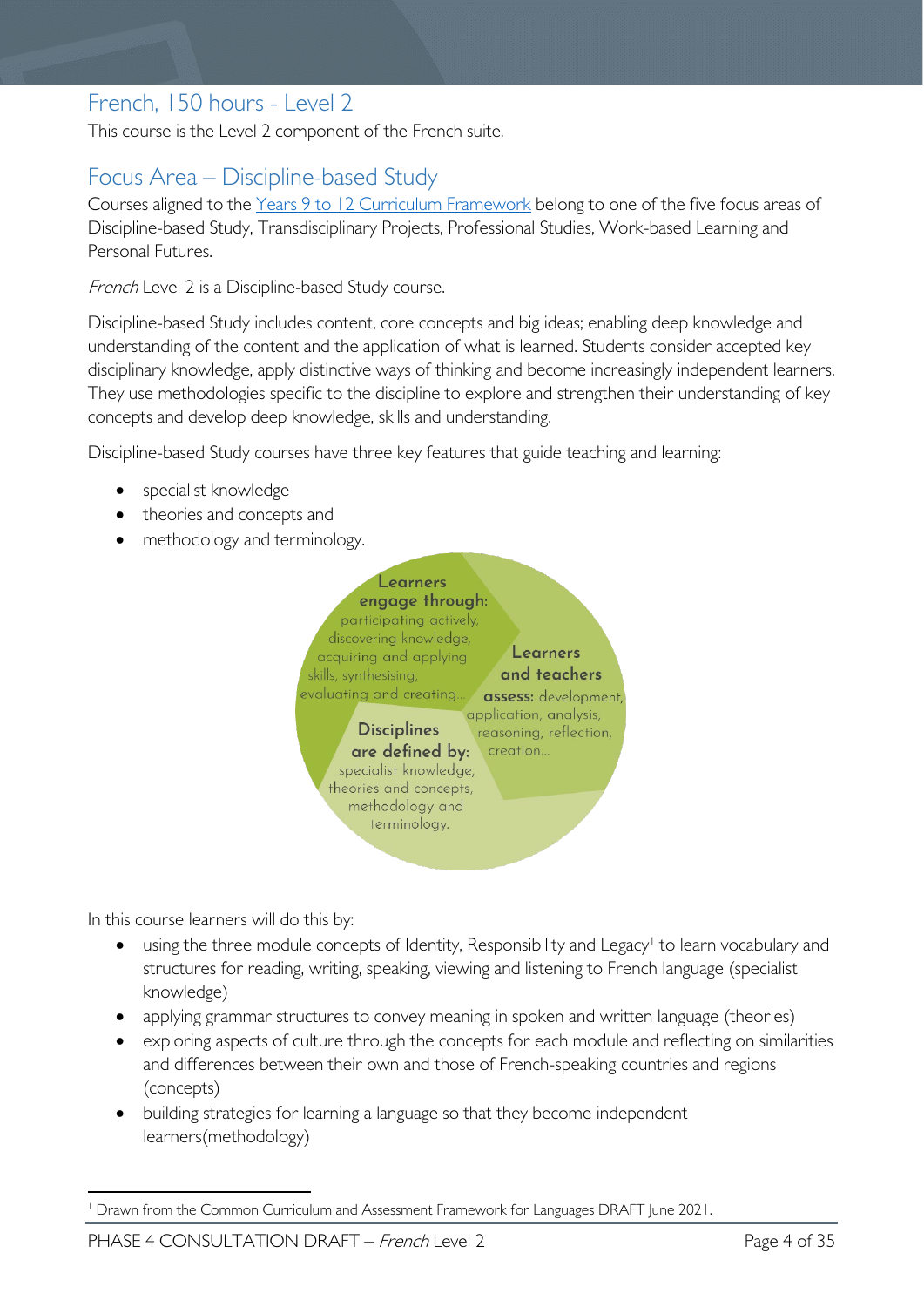## French, 150 hours - Level 2

This course is the Level 2 component of the French suite.

## Focus Area – Discipline-based Study

Courses aligned to the [Years 9 to 12 Curriculum Framework] belong to one of the five focus areas of Discipline-based Study, Transdisciplinary Projects, Professional Studies, Work-based Learning and Personal Futures.

*French* Level 2 is a Discipline-based Study course.

Discipline-based Study includes content, core concepts and big ideas; enabling deep knowledge and understanding of the content and the application of what is learned. Students consider accepted key disciplinary knowledge, apply distinctive ways of thinking and become increasingly independent learners. They use methodologies specific to the discipline to explore and strengthen their understanding of key concepts and develop deep knowledge, skills and understanding.

Discipline-based Study courses have three key features that guide teaching and learning:

- specialist knowledge
- theories and concepts and
- methodology and terminology.

**Learners engage through:** participating actively, discovering knowledge, acquiring and applying skills, synthesising, evaluating and creating…

**Learners and teachers assess:** development, application, analysis, reasoning, reflection, creation…

**Disciplines are defined by:** specialist knowledge, theories and concepts, methodology and terminology.

In this course learners will do this by:

- using the three module concepts of Identity, Responsibility and Legacy[1] to learn vocabulary and structures for reading, writing, speaking, viewing and listening to French language (specialist knowledge)
- applying grammar structures to convey meaning in spoken and written language (theories)
- exploring aspects of culture through the concepts for each module and reflecting on similarities and differences between their own and those of French-speaking countries and regions (concepts)
- building strategies for learning a language so that they become independent learners(methodology)

[1] Drawn from the Common Curriculum and Assessment Framework for Languages DRAFT June 2021.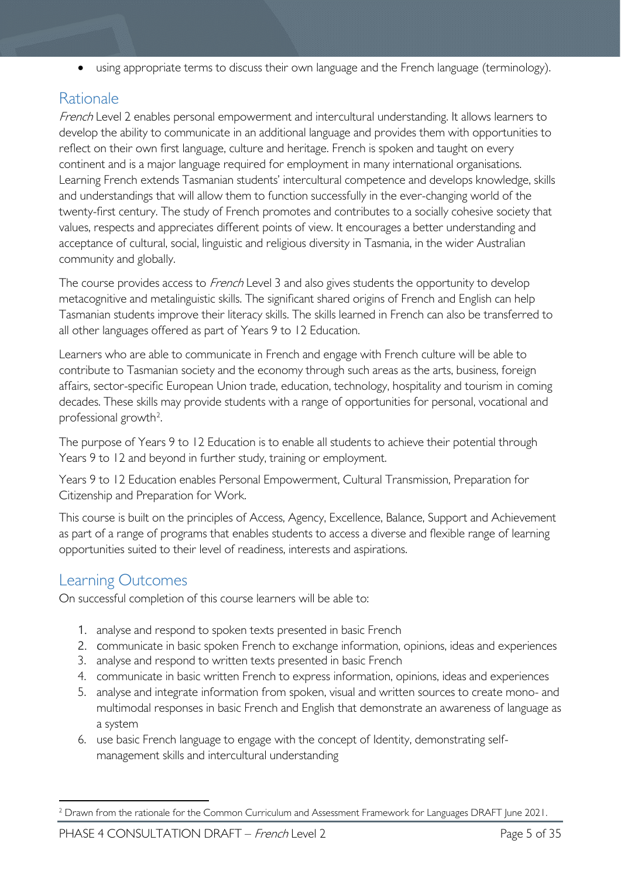- using appropriate terms to discuss their own language and the French language (terminology).

## Rationale

*French* Level 2 enables personal empowerment and intercultural understanding. It allows learners to develop the ability to communicate in an additional language and provides them with opportunities to reflect on their own first language, culture and heritage. French is spoken and taught on every continent and is a major language required for employment in many international organisations. Learning French extends Tasmanian students' intercultural competence and develops knowledge, skills and understandings that will allow them to function successfully in the ever-changing world of the twenty-first century. The study of French promotes and contributes to a socially cohesive society that values, respects and appreciates different points of view. It encourages a better understanding and acceptance of cultural, social, linguistic and religious diversity in Tasmania, in the wider Australian community and globally.

The course provides access to *French* Level 3 and also gives students the opportunity to develop metacognitive and metalinguistic skills. The significant shared origins of French and English can help Tasmanian students improve their literacy skills. The skills learned in French can also be transferred to all other languages offered as part of Years 9 to 12 Education.

Learners who are able to communicate in French and engage with French culture will be able to contribute to Tasmanian society and the economy through such areas as the arts, business, foreign affairs, sector-specific European Union trade, education, technology, hospitality and tourism in coming decades. These skills may provide students with a range of opportunities for personal, vocational and professional growth[2].

The purpose of Years 9 to 12 Education is to enable all students to achieve their potential through Years 9 to 12 and beyond in further study, training or employment.

Years 9 to 12 Education enables Personal Empowerment, Cultural Transmission, Preparation for Citizenship and Preparation for Work.

This course is built on the principles of Access, Agency, Excellence, Balance, Support and Achievement as part of a range of programs that enables students to access a diverse and flexible range of learning opportunities suited to their level of readiness, interests and aspirations.

## Learning Outcomes

On successful completion of this course learners will be able to:

1. analyse and respond to spoken texts presented in basic French
2. communicate in basic spoken French to exchange information, opinions, ideas and experiences
3. analyse and respond to written texts presented in basic French
4. communicate in basic written French to express information, opinions, ideas and experiences
5. analyse and integrate information from spoken, visual and written sources to create mono- and multimodal responses in basic French and English that demonstrate an awareness of language as a system
6. use basic French language to engage with the concept of Identity, demonstrating self-management skills and intercultural understanding

---

[2] Drawn from the rationale for the Common Curriculum and Assessment Framework for Languages DRAFT June 2021.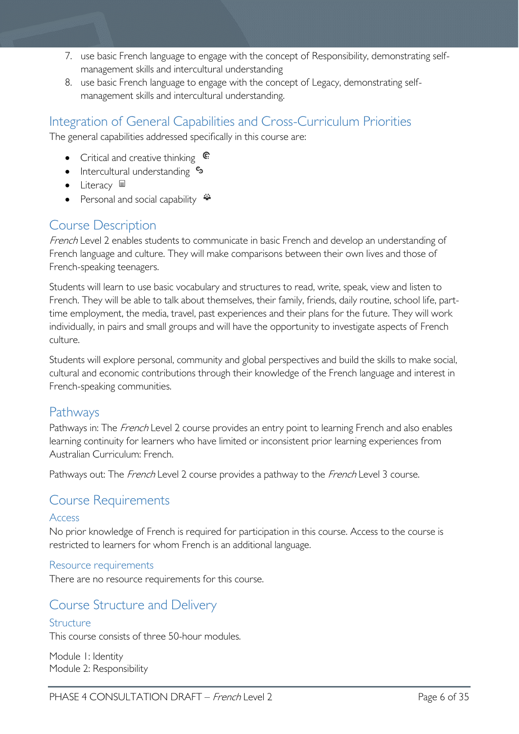7. use basic French language to engage with the concept of Responsibility, demonstrating self-management skills and intercultural understanding
8. use basic French language to engage with the concept of Legacy, demonstrating self-management skills and intercultural understanding.

## Integration of General Capabilities and Cross-Curriculum Priorities

The general capabilities addressed specifically in this course are:

- Critical and creative thinking
- Intercultural understanding
- Literacy
- Personal and social capability

## Course Description

*French* Level 2 enables students to communicate in basic French and develop an understanding of French language and culture. They will make comparisons between their own lives and those of French-speaking teenagers.

Students will learn to use basic vocabulary and structures to read, write, speak, view and listen to French. They will be able to talk about themselves, their family, friends, daily routine, school life, part-time employment, the media, travel, past experiences and their plans for the future. They will work individually, in pairs and small groups and will have the opportunity to investigate aspects of French culture.

Students will explore personal, community and global perspectives and build the skills to make social, cultural and economic contributions through their knowledge of the French language and interest in French-speaking communities.

## Pathways

Pathways in: The *French* Level 2 course provides an entry point to learning French and also enables learning continuity for learners who have limited or inconsistent prior learning experiences from Australian Curriculum: French.

Pathways out: The *French* Level 2 course provides a pathway to the *French* Level 3 course.

## Course Requirements

### Access

No prior knowledge of French is required for participation in this course. Access to the course is restricted to learners for whom French is an additional language.

### Resource requirements

There are no resource requirements for this course.

## Course Structure and Delivery

### Structure

This course consists of three 50-hour modules.

Module 1: Identity
Module 2: Responsibility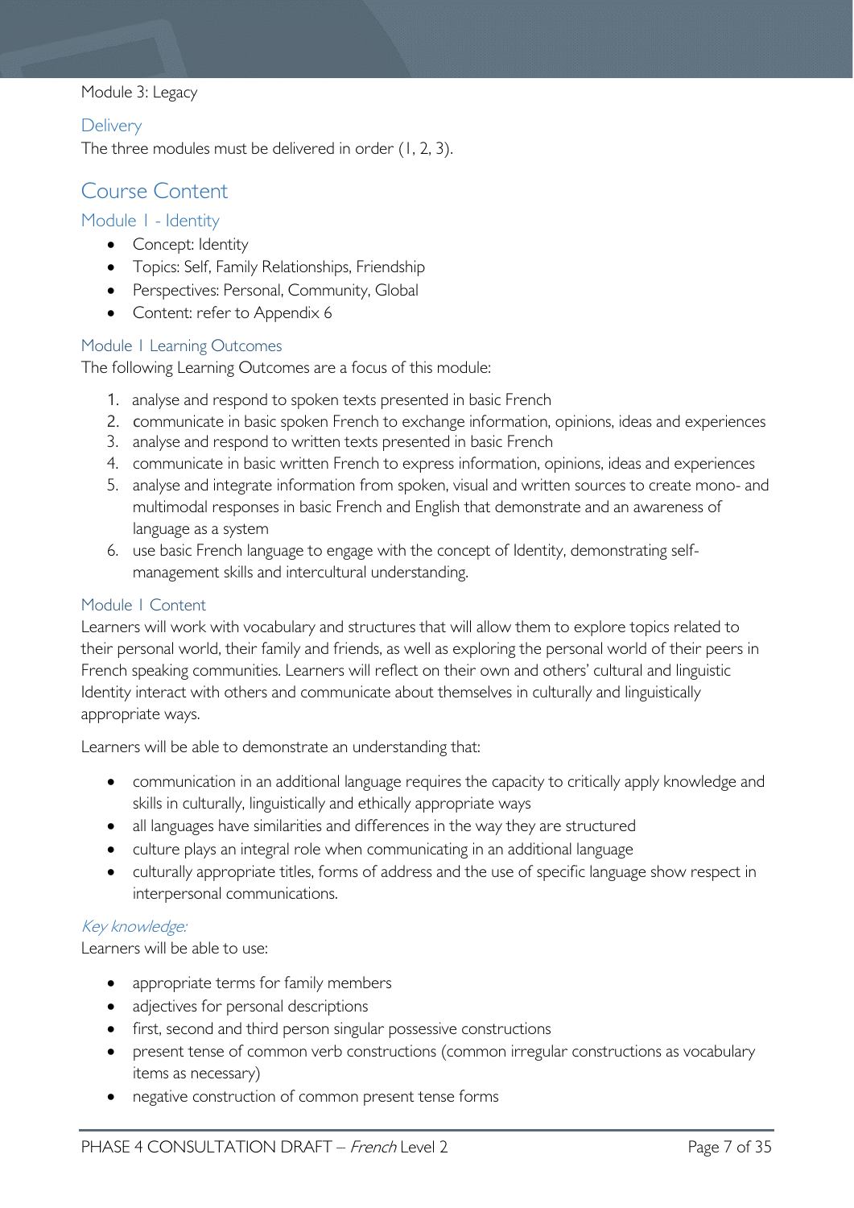Module 3: Legacy

### Delivery

The three modules must be delivered in order (1, 2, 3).

## Course Content

### Module 1 - Identity

- Concept: Identity
- Topics: Self, Family Relationships, Friendship
- Perspectives: Personal, Community, Global
- Content: refer to Appendix 6

### Module 1 Learning Outcomes

The following Learning Outcomes are a focus of this module:

1. analyse and respond to spoken texts presented in basic French
2. communicate in basic spoken French to exchange information, opinions, ideas and experiences
3. analyse and respond to written texts presented in basic French
4. communicate in basic written French to express information, opinions, ideas and experiences
5. analyse and integrate information from spoken, visual and written sources to create mono- and multimodal responses in basic French and English that demonstrate and an awareness of language as a system
6. use basic French language to engage with the concept of Identity, demonstrating self-management skills and intercultural understanding.

### Module 1 Content

Learners will work with vocabulary and structures that will allow them to explore topics related to their personal world, their family and friends, as well as exploring the personal world of their peers in French speaking communities. Learners will reflect on their own and others' cultural and linguistic Identity interact with others and communicate about themselves in culturally and linguistically appropriate ways.

Learners will be able to demonstrate an understanding that:

- communication in an additional language requires the capacity to critically apply knowledge and skills in culturally, linguistically and ethically appropriate ways
- all languages have similarities and differences in the way they are structured
- culture plays an integral role when communicating in an additional language
- culturally appropriate titles, forms of address and the use of specific language show respect in interpersonal communications.

#### *Key knowledge:*

Learners will be able to use:

- appropriate terms for family members
- adjectives for personal descriptions
- first, second and third person singular possessive constructions
- present tense of common verb constructions (common irregular constructions as vocabulary items as necessary)
- negative construction of common present tense forms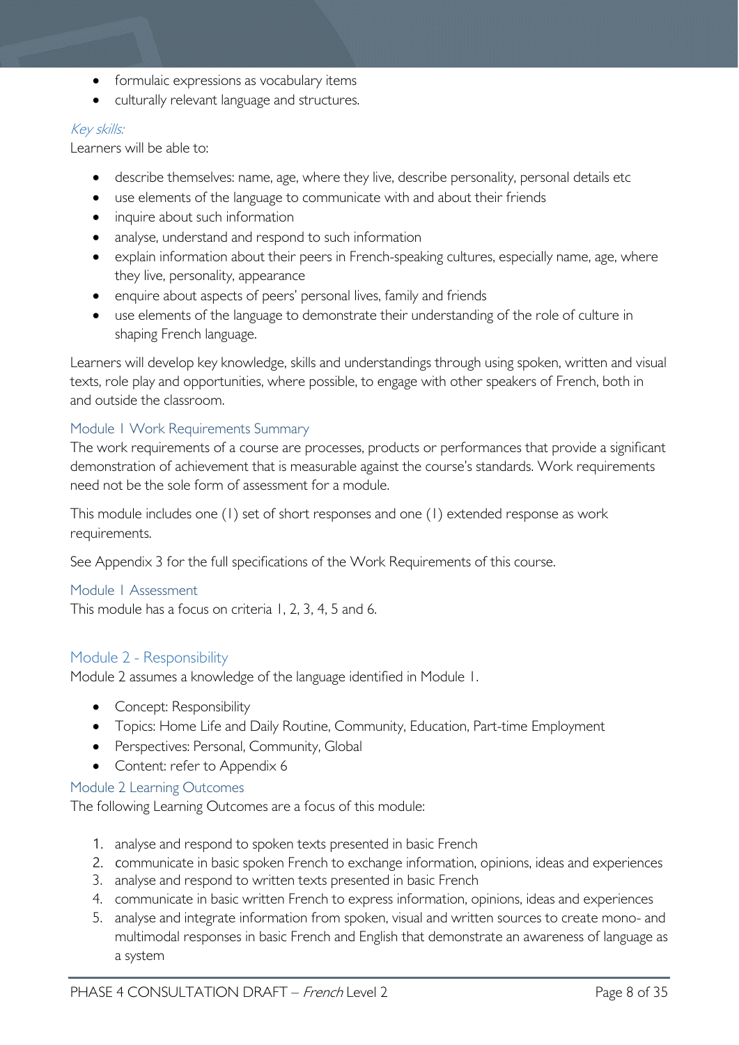- formulaic expressions as vocabulary items
- culturally relevant language and structures.

*Key skills:*

Learners will be able to:

- describe themselves: name, age, where they live, describe personality, personal details etc
- use elements of the language to communicate with and about their friends
- inquire about such information
- analyse, understand and respond to such information
- explain information about their peers in French-speaking cultures, especially name, age, where they live, personality, appearance
- enquire about aspects of peers' personal lives, family and friends
- use elements of the language to demonstrate their understanding of the role of culture in shaping French language.

Learners will develop key knowledge, skills and understandings through using spoken, written and visual texts, role play and opportunities, where possible, to engage with other speakers of French, both in and outside the classroom.

### Module 1 Work Requirements Summary

The work requirements of a course are processes, products or performances that provide a significant demonstration of achievement that is measurable against the course's standards. Work requirements need not be the sole form of assessment for a module.

This module includes one (1) set of short responses and one (1) extended response as work requirements.

See Appendix 3 for the full specifications of the Work Requirements of this course.

### Module 1 Assessment

This module has a focus on criteria 1, 2, 3, 4, 5 and 6.

## Module 2 - Responsibility

Module 2 assumes a knowledge of the language identified in Module 1.

- Concept: Responsibility
- Topics: Home Life and Daily Routine, Community, Education, Part-time Employment
- Perspectives: Personal, Community, Global
- Content: refer to Appendix 6

### Module 2 Learning Outcomes

The following Learning Outcomes are a focus of this module:

1. analyse and respond to spoken texts presented in basic French
2. communicate in basic spoken French to exchange information, opinions, ideas and experiences
3. analyse and respond to written texts presented in basic French
4. communicate in basic written French to express information, opinions, ideas and experiences
5. analyse and integrate information from spoken, visual and written sources to create mono- and multimodal responses in basic French and English that demonstrate an awareness of language as a system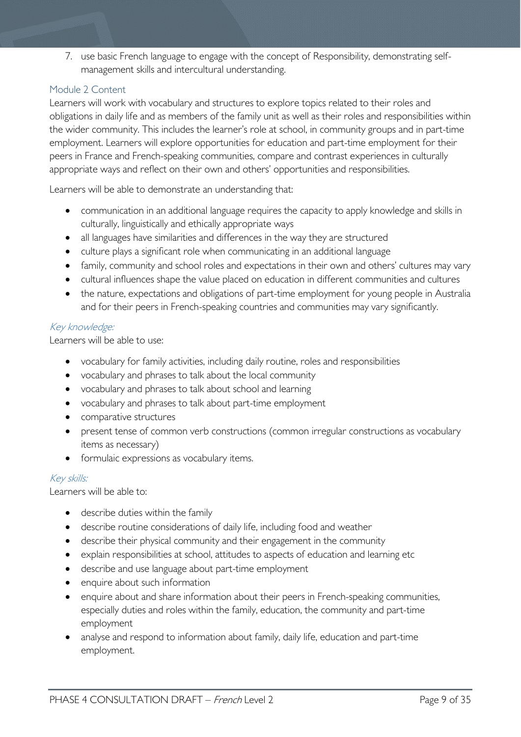7. use basic French language to engage with the concept of Responsibility, demonstrating self-management skills and intercultural understanding.

### Module 2 Content

Learners will work with vocabulary and structures to explore topics related to their roles and obligations in daily life and as members of the family unit as well as their roles and responsibilities within the wider community. This includes the learner's role at school, in community groups and in part-time employment. Learners will explore opportunities for education and part-time employment for their peers in France and French-speaking communities, compare and contrast experiences in culturally appropriate ways and reflect on their own and others' opportunities and responsibilities.

Learners will be able to demonstrate an understanding that:

- communication in an additional language requires the capacity to apply knowledge and skills in culturally, linguistically and ethically appropriate ways
- all languages have similarities and differences in the way they are structured
- culture plays a significant role when communicating in an additional language
- family, community and school roles and expectations in their own and others' cultures may vary
- cultural influences shape the value placed on education in different communities and cultures
- the nature, expectations and obligations of part-time employment for young people in Australia and for their peers in French-speaking countries and communities may vary significantly.

#### *Key knowledge:*

Learners will be able to use:

- vocabulary for family activities, including daily routine, roles and responsibilities
- vocabulary and phrases to talk about the local community
- vocabulary and phrases to talk about school and learning
- vocabulary and phrases to talk about part-time employment
- comparative structures
- present tense of common verb constructions (common irregular constructions as vocabulary items as necessary)
- formulaic expressions as vocabulary items.

#### *Key skills:*

Learners will be able to:

- describe duties within the family
- describe routine considerations of daily life, including food and weather
- describe their physical community and their engagement in the community
- explain responsibilities at school, attitudes to aspects of education and learning etc
- describe and use language about part-time employment
- enquire about such information
- enquire about and share information about their peers in French-speaking communities, especially duties and roles within the family, education, the community and part-time employment
- analyse and respond to information about family, daily life, education and part-time employment.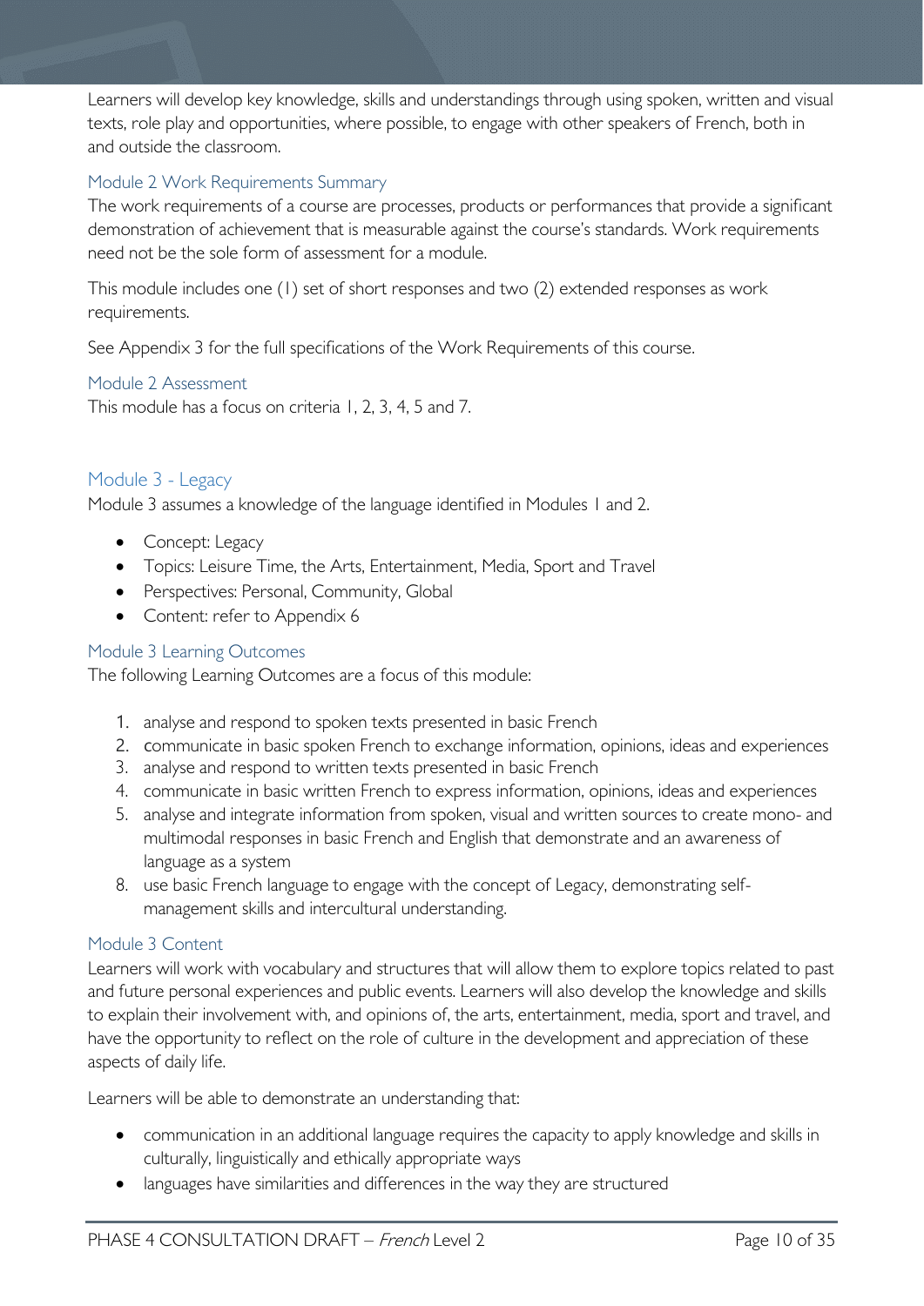Learners will develop key knowledge, skills and understandings through using spoken, written and visual texts, role play and opportunities, where possible, to engage with other speakers of French, both in and outside the classroom.

### Module 2 Work Requirements Summary

The work requirements of a course are processes, products or performances that provide a significant demonstration of achievement that is measurable against the course's standards. Work requirements need not be the sole form of assessment for a module.

This module includes one (1) set of short responses and two (2) extended responses as work requirements.

See Appendix 3 for the full specifications of the Work Requirements of this course.

### Module 2 Assessment

This module has a focus on criteria 1, 2, 3, 4, 5 and 7.

## Module 3 - Legacy

Module 3 assumes a knowledge of the language identified in Modules 1 and 2.

- Concept: Legacy
- Topics: Leisure Time, the Arts, Entertainment, Media, Sport and Travel
- Perspectives: Personal, Community, Global
- Content: refer to Appendix 6

### Module 3 Learning Outcomes

The following Learning Outcomes are a focus of this module:

1. analyse and respond to spoken texts presented in basic French
2. communicate in basic spoken French to exchange information, opinions, ideas and experiences
3. analyse and respond to written texts presented in basic French
4. communicate in basic written French to express information, opinions, ideas and experiences
5. analyse and integrate information from spoken, visual and written sources to create mono- and multimodal responses in basic French and English that demonstrate and an awareness of language as a system
8. use basic French language to engage with the concept of Legacy, demonstrating self-management skills and intercultural understanding.

### Module 3 Content

Learners will work with vocabulary and structures that will allow them to explore topics related to past and future personal experiences and public events. Learners will also develop the knowledge and skills to explain their involvement with, and opinions of, the arts, entertainment, media, sport and travel, and have the opportunity to reflect on the role of culture in the development and appreciation of these aspects of daily life.

Learners will be able to demonstrate an understanding that:

- communication in an additional language requires the capacity to apply knowledge and skills in culturally, linguistically and ethically appropriate ways
- languages have similarities and differences in the way they are structured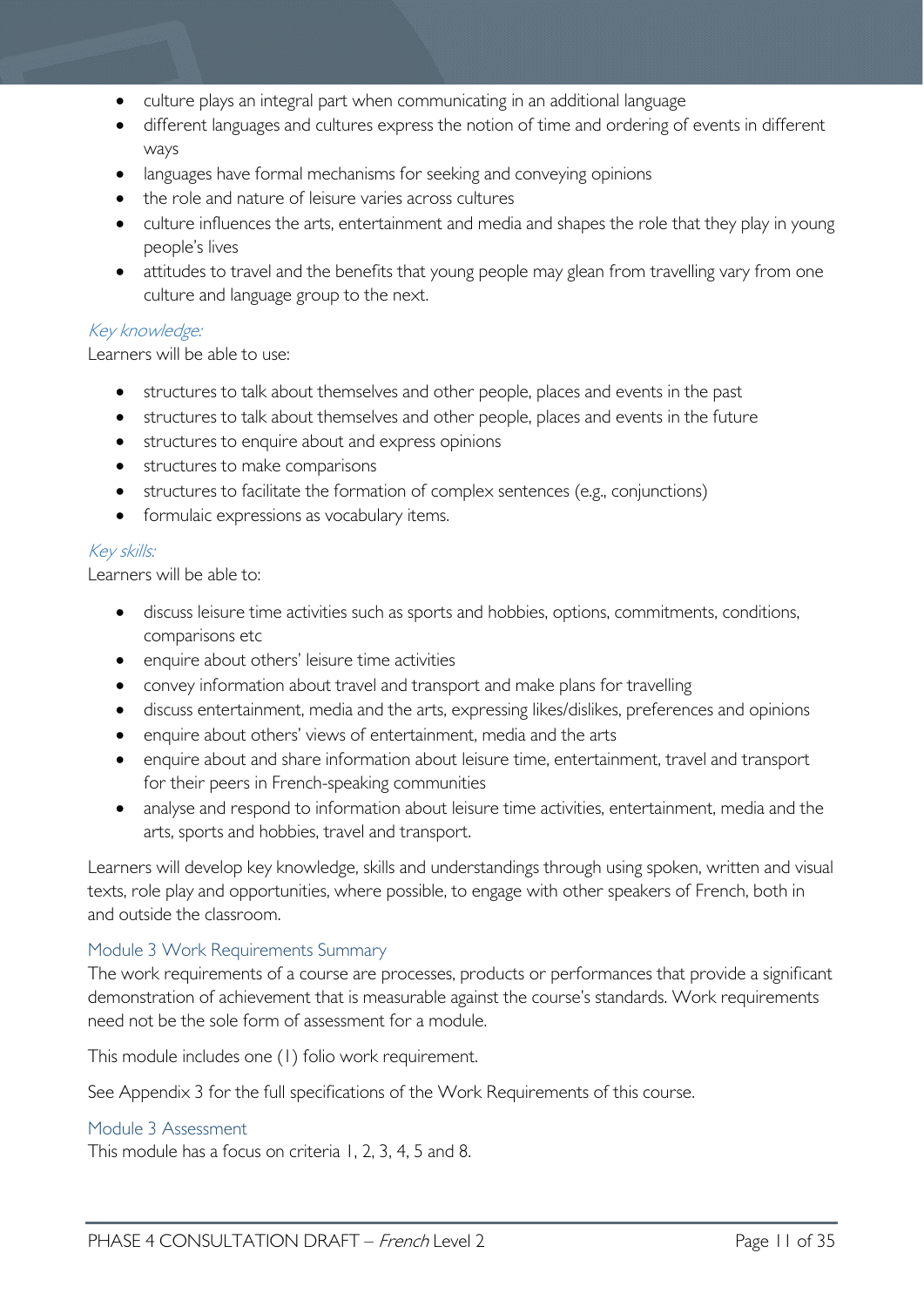- culture plays an integral part when communicating in an additional language
- different languages and cultures express the notion of time and ordering of events in different ways
- languages have formal mechanisms for seeking and conveying opinions
- the role and nature of leisure varies across cultures
- culture influences the arts, entertainment and media and shapes the role that they play in young people's lives
- attitudes to travel and the benefits that young people may glean from travelling vary from one culture and language group to the next.

*Key knowledge:*

Learners will be able to use:

- structures to talk about themselves and other people, places and events in the past
- structures to talk about themselves and other people, places and events in the future
- structures to enquire about and express opinions
- structures to make comparisons
- structures to facilitate the formation of complex sentences (e.g., conjunctions)
- formulaic expressions as vocabulary items.

*Key skills:*

Learners will be able to:

- discuss leisure time activities such as sports and hobbies, options, commitments, conditions, comparisons etc
- enquire about others' leisure time activities
- convey information about travel and transport and make plans for travelling
- discuss entertainment, media and the arts, expressing likes/dislikes, preferences and opinions
- enquire about others' views of entertainment, media and the arts
- enquire about and share information about leisure time, entertainment, travel and transport for their peers in French-speaking communities
- analyse and respond to information about leisure time activities, entertainment, media and the arts, sports and hobbies, travel and transport.

Learners will develop key knowledge, skills and understandings through using spoken, written and visual texts, role play and opportunities, where possible, to engage with other speakers of French, both in and outside the classroom.

### Module 3 Work Requirements Summary

The work requirements of a course are processes, products or performances that provide a significant demonstration of achievement that is measurable against the course's standards. Work requirements need not be the sole form of assessment for a module.

This module includes one (1) folio work requirement.

See Appendix 3 for the full specifications of the Work Requirements of this course.

### Module 3 Assessment

This module has a focus on criteria 1, 2, 3, 4, 5 and 8.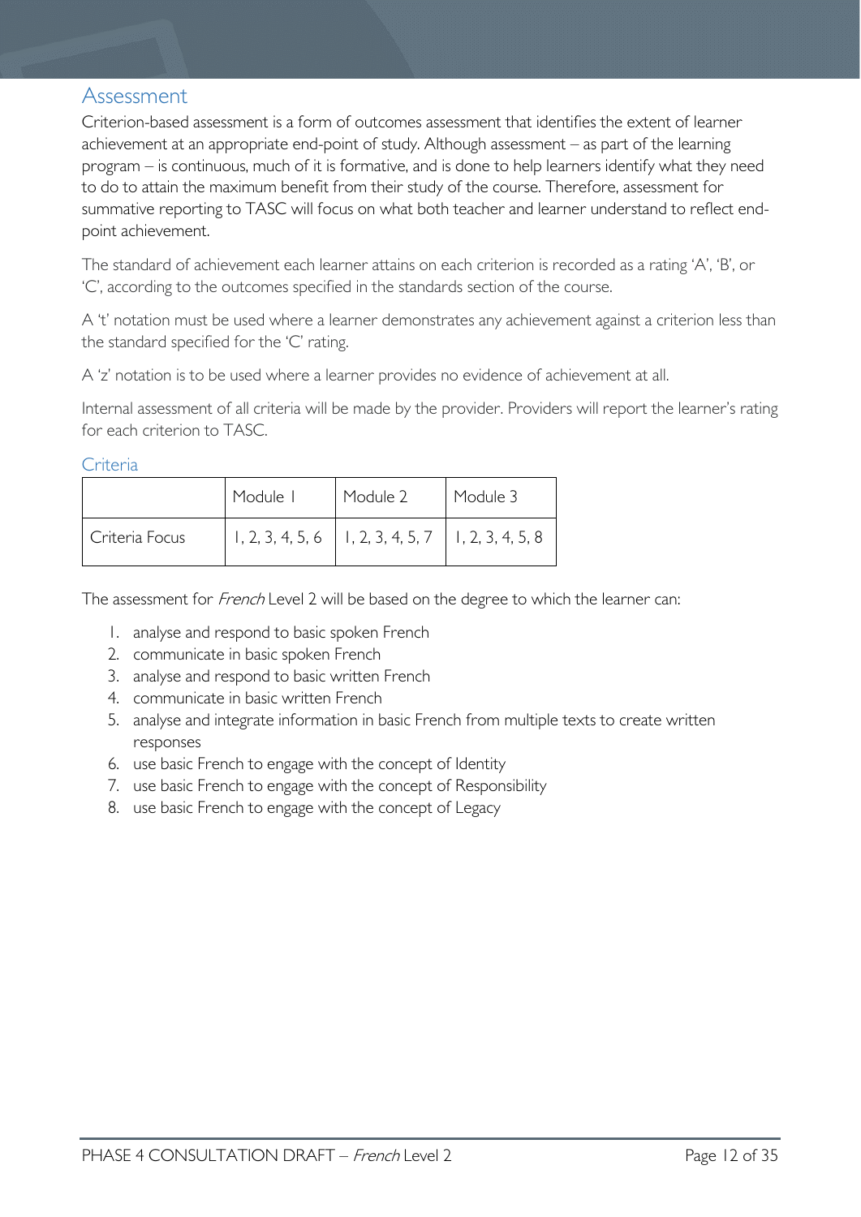## Assessment

Criterion-based assessment is a form of outcomes assessment that identifies the extent of learner achievement at an appropriate end-point of study. Although assessment – as part of the learning program – is continuous, much of it is formative, and is done to help learners identify what they need to do to attain the maximum benefit from their study of the course. Therefore, assessment for summative reporting to TASC will focus on what both teacher and learner understand to reflect end-point achievement.

The standard of achievement each learner attains on each criterion is recorded as a rating 'A', 'B', or 'C', according to the outcomes specified in the standards section of the course.

A 't' notation must be used where a learner demonstrates any achievement against a criterion less than the standard specified for the 'C' rating.

A 'z' notation is to be used where a learner provides no evidence of achievement at all.

Internal assessment of all criteria will be made by the provider. Providers will report the learner's rating for each criterion to TASC.

### Criteria

| | Module 1 | Module 2 | Module 3 |
|---|---|---|---|
| Criteria Focus | 1, 2, 3, 4, 5, 6 | 1, 2, 3, 4, 5, 7 | 1, 2, 3, 4, 5, 8 |

The assessment for *French* Level 2 will be based on the degree to which the learner can:

1. analyse and respond to basic spoken French
2. communicate in basic spoken French
3. analyse and respond to basic written French
4. communicate in basic written French
5. analyse and integrate information in basic French from multiple texts to create written responses
6. use basic French to engage with the concept of Identity
7. use basic French to engage with the concept of Responsibility
8. use basic French to engage with the concept of Legacy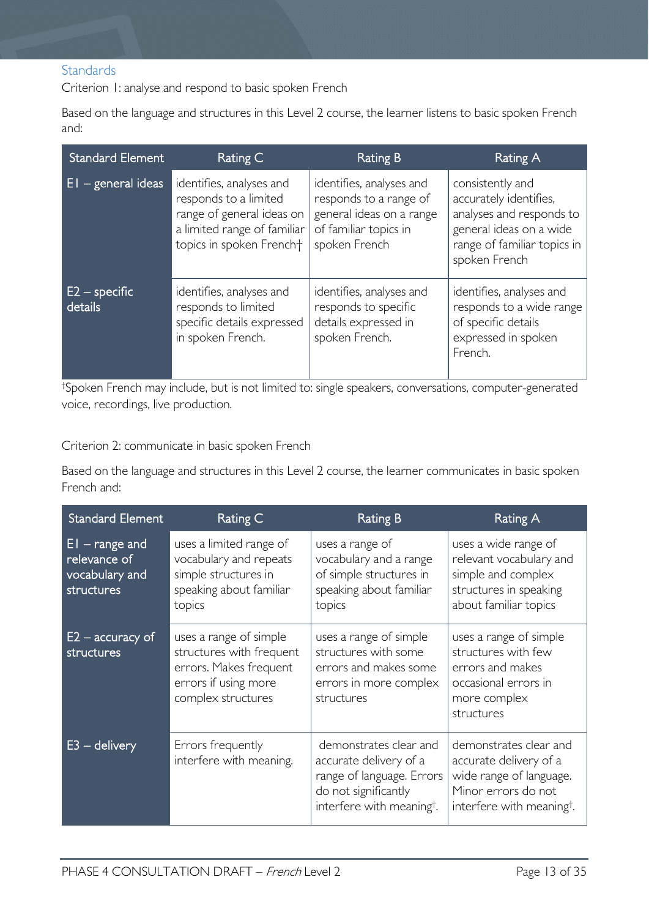## Standards

Criterion 1: analyse and respond to basic spoken French

Based on the language and structures in this Level 2 course, the learner listens to basic spoken French and:

| Standard Element | Rating C | Rating B | Rating A |
|---|---|---|---|
| E1 – general ideas | identifies, analyses and responds to a limited range of general ideas on a limited range of familiar topics in spoken French† | identifies, analyses and responds to a range of general ideas on a range of familiar topics in spoken French | consistently and accurately identifies, analyses and responds to general ideas on a wide range of familiar topics in spoken French |
| E2 – specific details | identifies, analyses and responds to limited specific details expressed in spoken French. | identifies, analyses and responds to specific details expressed in spoken French. | identifies, analyses and responds to a wide range of specific details expressed in spoken French. |

†Spoken French may include, but is not limited to: single speakers, conversations, computer-generated voice, recordings, live production.

Criterion 2: communicate in basic spoken French

Based on the language and structures in this Level 2 course, the learner communicates in basic spoken French and:

| Standard Element | Rating C | Rating B | Rating A |
|---|---|---|---|
| E1 – range and relevance of vocabulary and structures | uses a limited range of vocabulary and repeats simple structures in speaking about familiar topics | uses a range of vocabulary and a range of simple structures in speaking about familiar topics | uses a wide range of relevant vocabulary and simple and complex structures in speaking about familiar topics |
| E2 – accuracy of structures | uses a range of simple structures with frequent errors. Makes frequent errors if using more complex structures | uses a range of simple structures with some errors and makes some errors in more complex structures | uses a range of simple structures with few errors and makes occasional errors in more complex structures |
| E3 – delivery | Errors frequently interfere with meaning. | demonstrates clear and accurate delivery of a range of language. Errors do not significantly interfere with meaning†. | demonstrates clear and accurate delivery of a wide range of language. Minor errors do not interfere with meaning†. |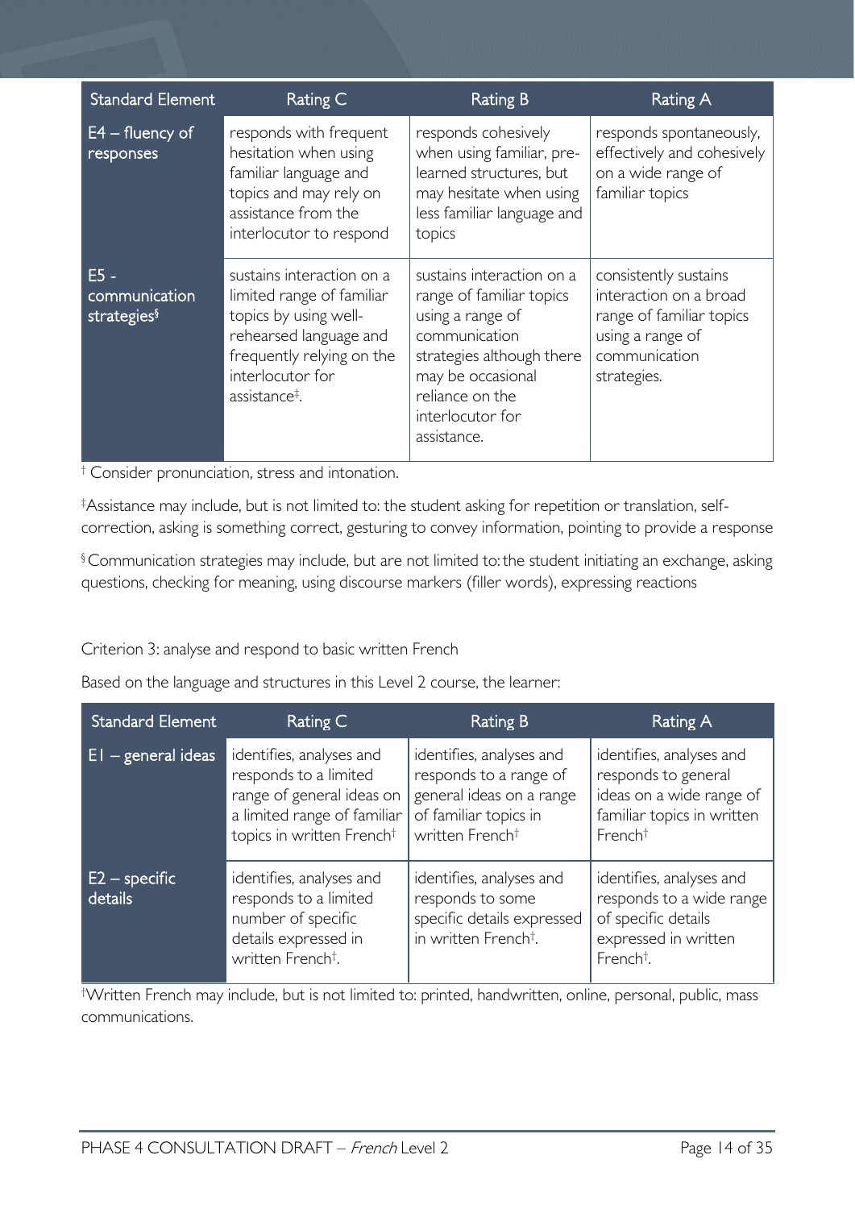| Standard Element | Rating C | Rating B | Rating A |
|---|---|---|---|
| E4 – fluency of responses | responds with frequent hesitation when using familiar language and topics and may rely on assistance from the interlocutor to respond | responds cohesively when using familiar, pre-learned structures, but may hesitate when using less familiar language and topics | responds spontaneously, effectively and cohesively on a wide range of familiar topics |
| E5 - communication strategies§ | sustains interaction on a limited range of familiar topics by using well-rehearsed language and frequently relying on the interlocutor for assistance‡. | sustains interaction on a range of familiar topics using a range of communication strategies although there may be occasional reliance on the interlocutor for assistance. | consistently sustains interaction on a broad range of familiar topics using a range of communication strategies. |

† Consider pronunciation, stress and intonation.

‡Assistance may include, but is not limited to: the student asking for repetition or translation, self-correction, asking is something correct, gesturing to convey information, pointing to provide a response

§ Communication strategies may include, but are not limited to: the student initiating an exchange, asking questions, checking for meaning, using discourse markers (filler words), expressing reactions

Criterion 3: analyse and respond to basic written French

Based on the language and structures in this Level 2 course, the learner:

| Standard Element | Rating C | Rating B | Rating A |
|---|---|---|---|
| E1 – general ideas | identifies, analyses and responds to a limited range of general ideas on a limited range of familiar topics in written French† | identifies, analyses and responds to a range of general ideas on a range of familiar topics in written French† | identifies, analyses and responds to general ideas on a wide range of familiar topics in written French† |
| E2 – specific details | identifies, analyses and responds to a limited number of specific details expressed in written French†. | identifies, analyses and responds to some specific details expressed in written French†. | identifies, analyses and responds to a wide range of specific details expressed in written French†. |

†Written French may include, but is not limited to: printed, handwritten, online, personal, public, mass communications.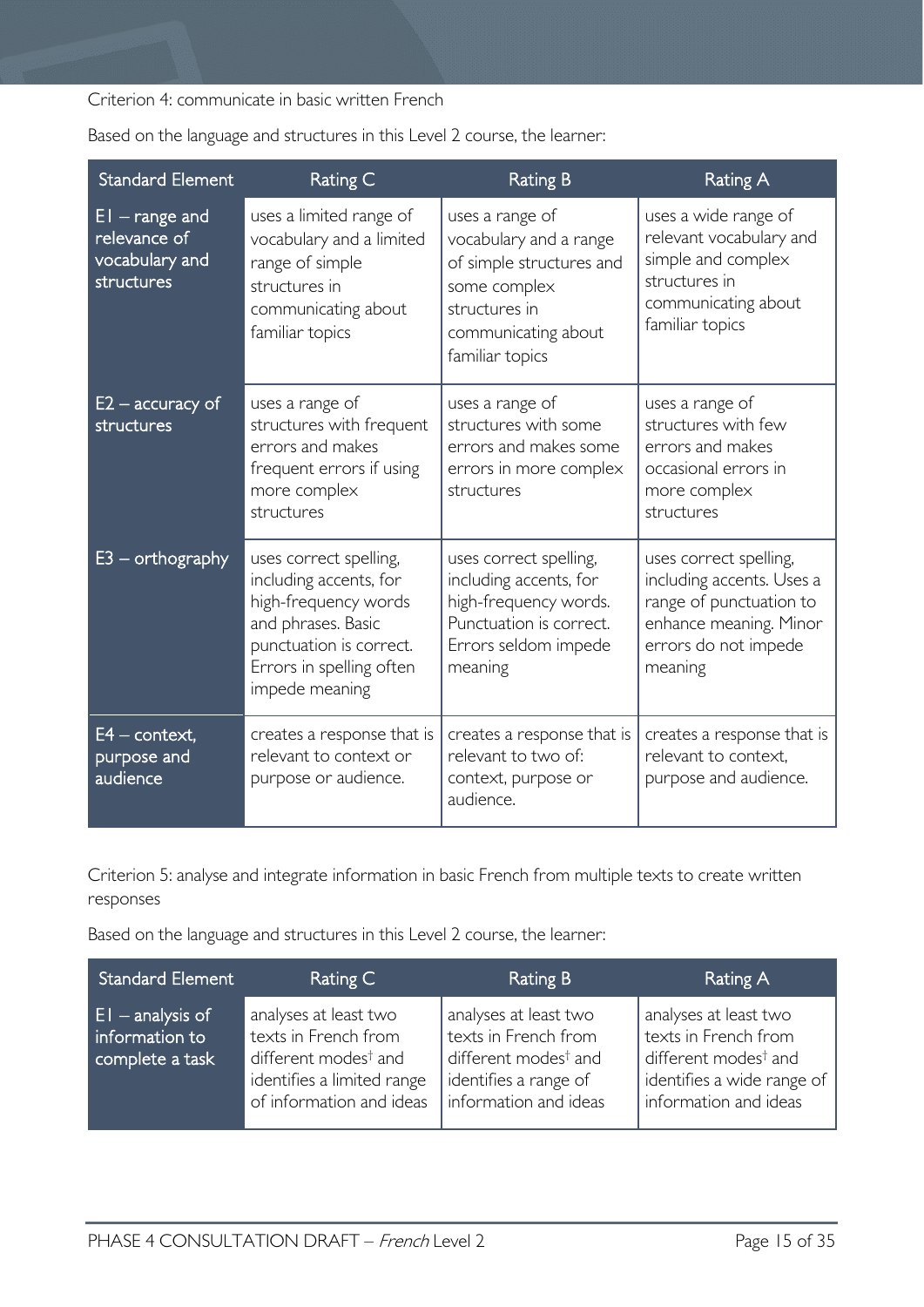Criterion 4: communicate in basic written French

Based on the language and structures in this Level 2 course, the learner:

| Standard Element | Rating C | Rating B | Rating A |
|---|---|---|---|
| E1 – range and relevance of vocabulary and structures | uses a limited range of vocabulary and a limited range of simple structures in communicating about familiar topics | uses a range of vocabulary and a range of simple structures and some complex structures in communicating about familiar topics | uses a wide range of relevant vocabulary and simple and complex structures in communicating about familiar topics |
| E2 – accuracy of structures | uses a range of structures with frequent errors and makes frequent errors if using more complex structures | uses a range of structures with some errors and makes some errors in more complex structures | uses a range of structures with few errors and makes occasional errors in more complex structures |
| E3 – orthography | uses correct spelling, including accents, for high-frequency words and phrases. Basic punctuation is correct. Errors in spelling often impede meaning | uses correct spelling, including accents, for high-frequency words. Punctuation is correct. Errors seldom impede meaning | uses correct spelling, including accents. Uses a range of punctuation to enhance meaning. Minor errors do not impede meaning |
| E4 – context, purpose and audience | creates a response that is relevant to context or purpose or audience. | creates a response that is relevant to two of: context, purpose or audience. | creates a response that is relevant to context, purpose and audience. |

Criterion 5: analyse and integrate information in basic French from multiple texts to create written responses

Based on the language and structures in this Level 2 course, the learner:

| Standard Element | Rating C | Rating B | Rating A |
|---|---|---|---|
| E1 – analysis of information to complete a task | analyses at least two texts in French from different modes† and identifies a limited range of information and ideas | analyses at least two texts in French from different modes† and identifies a range of information and ideas | analyses at least two texts in French from different modes† and identifies a wide range of information and ideas |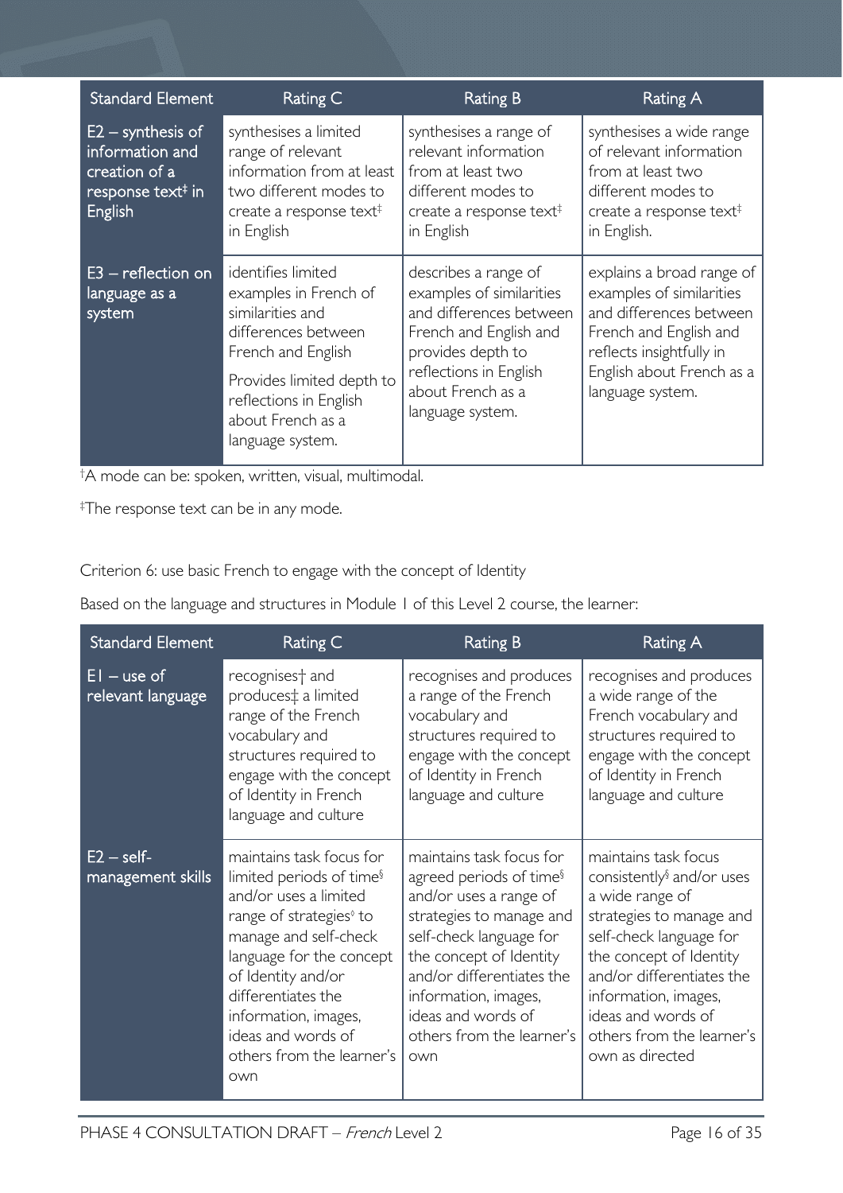| Standard Element | Rating C | Rating B | Rating A |
|---|---|---|---|
| E2 – synthesis of information and creation of a response text‡ in English | synthesises a limited range of relevant information from at least two different modes to create a response text‡ in English | synthesises a range of relevant information from at least two different modes to create a response text‡ in English | synthesises a wide range of relevant information from at least two different modes to create a response text‡ in English. |
| E3 – reflection on language as a system | identifies limited examples in French of similarities and differences between French and English<br><br>Provides limited depth to reflections in English about French as a language system. | describes a range of examples of similarities and differences between French and English and provides depth to reflections in English about French as a language system. | explains a broad range of examples of similarities and differences between French and English and reflects insightfully in English about French as a language system. |

†A mode can be: spoken, written, visual, multimodal.

‡The response text can be in any mode.

Criterion 6: use basic French to engage with the concept of Identity

Based on the language and structures in Module 1 of this Level 2 course, the learner:

| Standard Element | Rating C | Rating B | Rating A |
|---|---|---|---|
| E1 – use of relevant language | recognises† and produces‡ a limited range of the French vocabulary and structures required to engage with the concept of Identity in French language and culture | recognises and produces a range of the French vocabulary and structures required to engage with the concept of Identity in French language and culture | recognises and produces a wide range of the French vocabulary and structures required to engage with the concept of Identity in French language and culture |
| E2 – self-management skills | maintains task focus for limited periods of time§ and/or uses a limited range of strategies◊ to manage and self-check language for the concept of Identity and/or differentiates the information, images, ideas and words of others from the learner's own | maintains task focus for agreed periods of time§ and/or uses a range of strategies to manage and self-check language for the concept of Identity and/or differentiates the information, images, ideas and words of others from the learner's own | maintains task focus consistently§ and/or uses a wide range of strategies to manage and self-check language for the concept of Identity and/or differentiates the information, images, ideas and words of others from the learner's own as directed |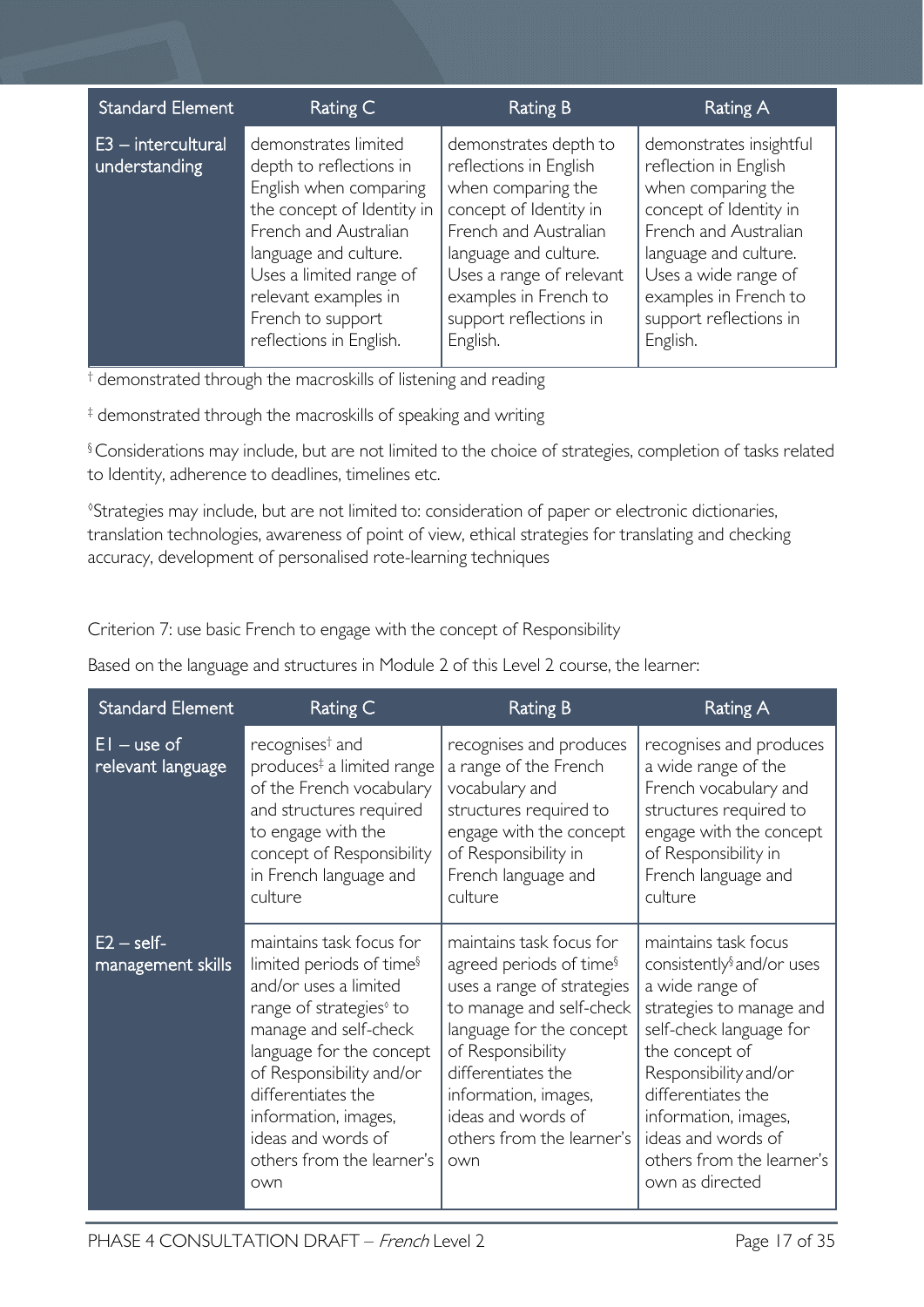| Standard Element | Rating C | Rating B | Rating A |
| --- | --- | --- | --- |
| E3 – intercultural understanding | demonstrates limited depth to reflections in English when comparing the concept of Identity in French and Australian language and culture. Uses a limited range of relevant examples in French to support reflections in English. | demonstrates depth to reflections in English when comparing the concept of Identity in French and Australian language and culture. Uses a range of relevant examples in French to support reflections in English. | demonstrates insightful reflection in English when comparing the concept of Identity in French and Australian language and culture. Uses a wide range of examples in French to support reflections in English. |

† demonstrated through the macroskills of listening and reading

‡ demonstrated through the macroskills of speaking and writing

§ Considerations may include, but are not limited to the choice of strategies, completion of tasks related to Identity, adherence to deadlines, timelines etc.

◊ Strategies may include, but are not limited to: consideration of paper or electronic dictionaries, translation technologies, awareness of point of view, ethical strategies for translating and checking accuracy, development of personalised rote-learning techniques

Criterion 7: use basic French to engage with the concept of Responsibility

Based on the language and structures in Module 2 of this Level 2 course, the learner:

| Standard Element | Rating C | Rating B | Rating A |
| --- | --- | --- | --- |
| E1 – use of relevant language | recognises† and produces‡ a limited range of the French vocabulary and structures required to engage with the concept of Responsibility in French language and culture | recognises and produces a range of the French vocabulary and structures required to engage with the concept of Responsibility in French language and culture | recognises and produces a wide range of the French vocabulary and structures required to engage with the concept of Responsibility in French language and culture |
| E2 – self-management skills | maintains task focus for limited periods of time§ and/or uses a limited range of strategies◊ to manage and self-check language for the concept of Responsibility and/or differentiates the information, images, ideas and words of others from the learner's own | maintains task focus for agreed periods of time§ uses a range of strategies to manage and self-check language for the concept of Responsibility differentiates the information, images, ideas and words of others from the learner's own | maintains task focus consistently§ and/or uses a wide range of strategies to manage and self-check language for the concept of Responsibility and/or differentiates the information, images, ideas and words of others from the learner's own as directed |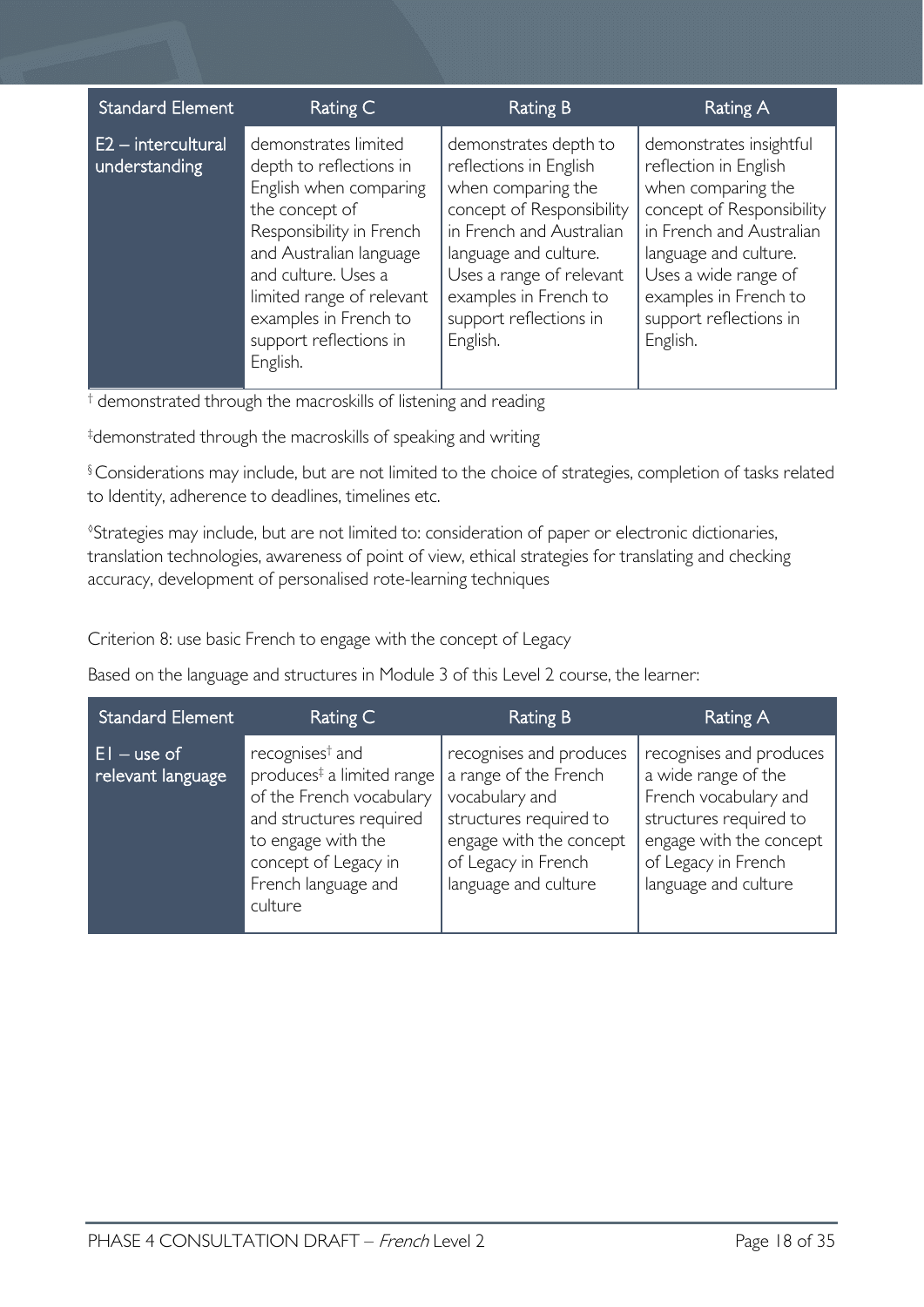| Standard Element | Rating C | Rating B | Rating A |
|---|---|---|---|
| E2 – intercultural understanding | demonstrates limited depth to reflections in English when comparing the concept of Responsibility in French and Australian language and culture. Uses a limited range of relevant examples in French to support reflections in English. | demonstrates depth to reflections in English when comparing the concept of Responsibility in French and Australian language and culture. Uses a range of relevant examples in French to support reflections in English. | demonstrates insightful reflection in English when comparing the concept of Responsibility in French and Australian language and culture. Uses a wide range of examples in French to support reflections in English. |

† demonstrated through the macroskills of listening and reading

‡demonstrated through the macroskills of speaking and writing

§ Considerations may include, but are not limited to the choice of strategies, completion of tasks related to Identity, adherence to deadlines, timelines etc.

◊Strategies may include, but are not limited to: consideration of paper or electronic dictionaries, translation technologies, awareness of point of view, ethical strategies for translating and checking accuracy, development of personalised rote-learning techniques

Criterion 8: use basic French to engage with the concept of Legacy

Based on the language and structures in Module 3 of this Level 2 course, the learner:

| Standard Element | Rating C | Rating B | Rating A |
|---|---|---|---|
| E1 – use of relevant language | recognises† and produces‡ a limited range of the French vocabulary and structures required to engage with the concept of Legacy in French language and culture | recognises and produces a range of the French vocabulary and structures required to engage with the concept of Legacy in French language and culture | recognises and produces a wide range of the French vocabulary and structures required to engage with the concept of Legacy in French language and culture |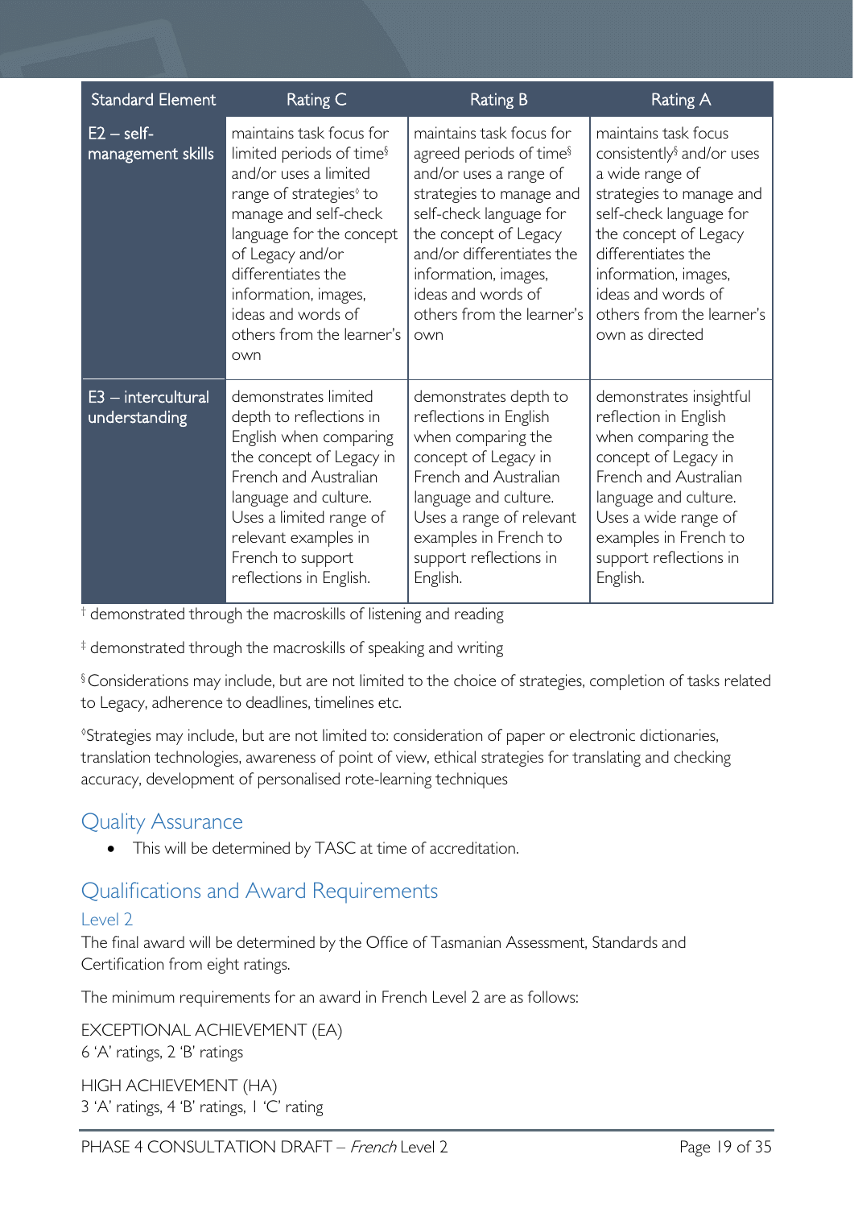| Standard Element | Rating C | Rating B | Rating A |
|---|---|---|---|
| E2 – self-management skills | maintains task focus for limited periods of time§ and/or uses a limited range of strategies◊ to manage and self-check language for the concept of Legacy and/or differentiates the information, images, ideas and words of others from the learner's own | maintains task focus for agreed periods of time§ and/or uses a range of strategies to manage and self-check language for the concept of Legacy and/or differentiates the information, images, ideas and words of others from the learner's own | maintains task focus consistently§ and/or uses a wide range of strategies to manage and self-check language for the concept of Legacy differentiates the information, images, ideas and words of others from the learner's own as directed |
| E3 – intercultural understanding | demonstrates limited depth to reflections in English when comparing the concept of Legacy in French and Australian language and culture. Uses a limited range of relevant examples in French to support reflections in English. | demonstrates depth to reflections in English when comparing the concept of Legacy in French and Australian language and culture. Uses a range of relevant examples in French to support reflections in English. | demonstrates insightful reflection in English when comparing the concept of Legacy in French and Australian language and culture. Uses a wide range of examples in French to support reflections in English. |

† demonstrated through the macroskills of listening and reading

‡ demonstrated through the macroskills of speaking and writing

§ Considerations may include, but are not limited to the choice of strategies, completion of tasks related to Legacy, adherence to deadlines, timelines etc.

◊ Strategies may include, but are not limited to: consideration of paper or electronic dictionaries, translation technologies, awareness of point of view, ethical strategies for translating and checking accuracy, development of personalised rote-learning techniques

## Quality Assurance

- This will be determined by TASC at time of accreditation.

## Qualifications and Award Requirements

### Level 2

The final award will be determined by the Office of Tasmanian Assessment, Standards and Certification from eight ratings.

The minimum requirements for an award in French Level 2 are as follows:

EXCEPTIONAL ACHIEVEMENT (EA)
6 'A' ratings, 2 'B' ratings

HIGH ACHIEVEMENT (HA)
3 'A' ratings, 4 'B' ratings, 1 'C' rating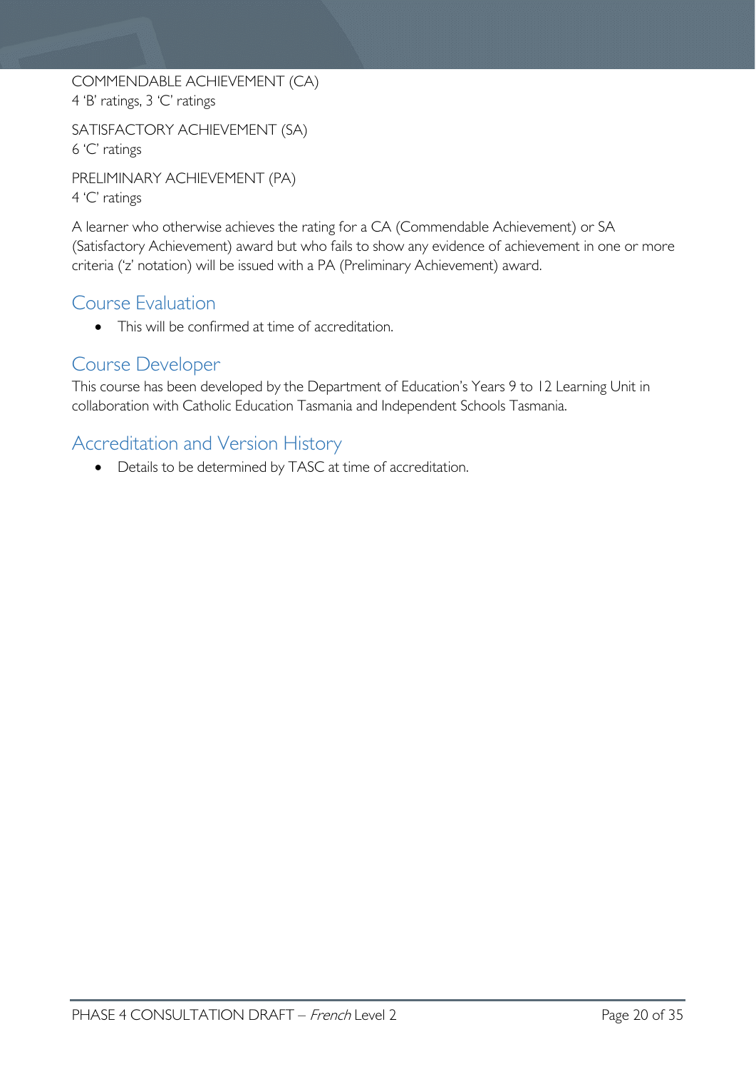COMMENDABLE ACHIEVEMENT (CA)
4 'B' ratings, 3 'C' ratings

SATISFACTORY ACHIEVEMENT (SA)
6 'C' ratings

PRELIMINARY ACHIEVEMENT (PA)
4 'C' ratings

A learner who otherwise achieves the rating for a CA (Commendable Achievement) or SA (Satisfactory Achievement) award but who fails to show any evidence of achievement in one or more criteria ('z' notation) will be issued with a PA (Preliminary Achievement) award.

## Course Evaluation

- This will be confirmed at time of accreditation.

## Course Developer

This course has been developed by the Department of Education's Years 9 to 12 Learning Unit in collaboration with Catholic Education Tasmania and Independent Schools Tasmania.

## Accreditation and Version History

- Details to be determined by TASC at time of accreditation.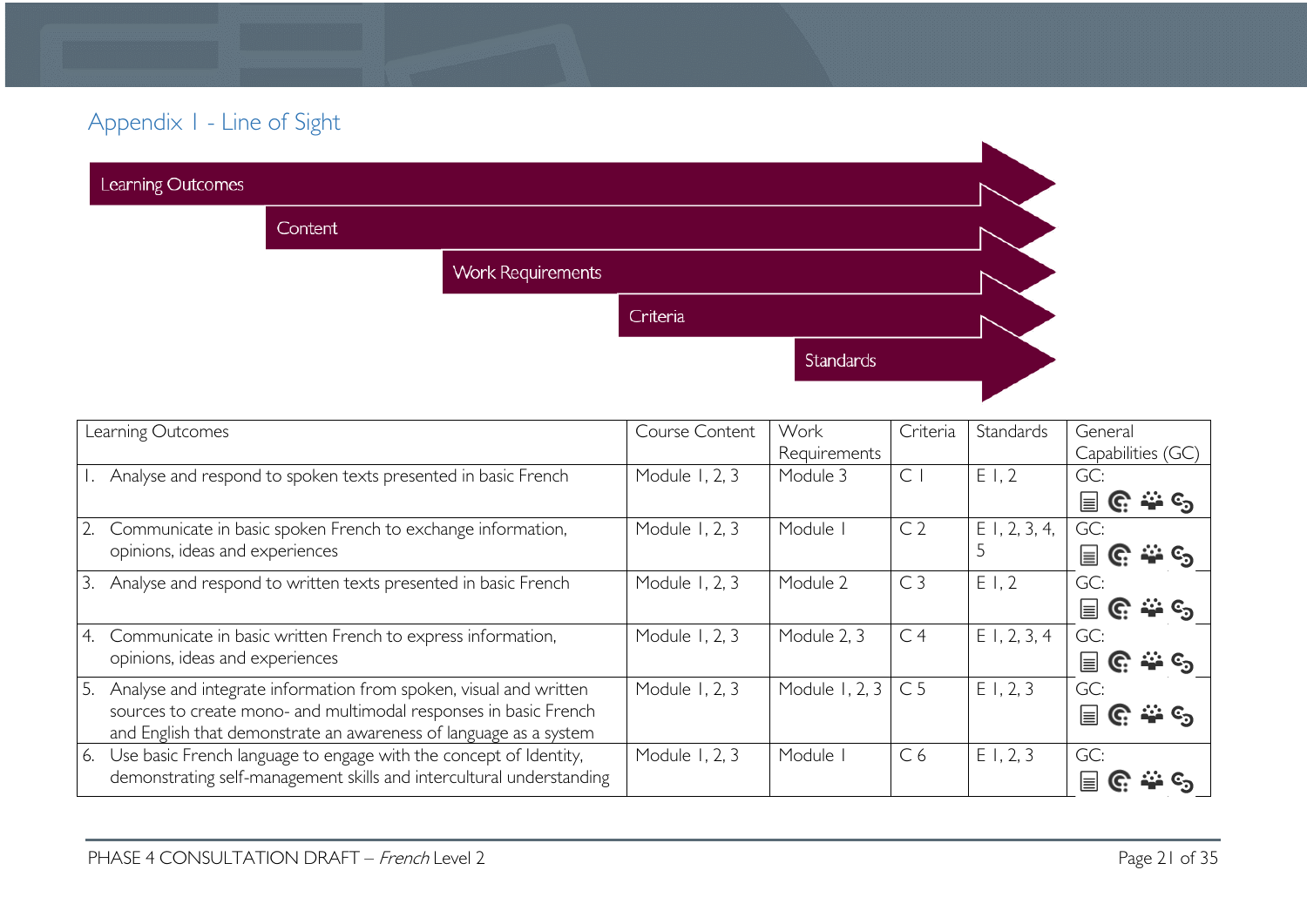## Appendix 1 - Line of Sight

Learning Outcomes

Content

Work Requirements

Criteria

Standards

| Learning Outcomes | Course Content | Work Requirements | Criteria | Standards | General Capabilities (GC) |
|---|---|---|---|---|---|
| 1. Analyse and respond to spoken texts presented in basic French | Module 1, 2, 3 | Module 3 | C 1 | E 1, 2 | GC: |
| 2. Communicate in basic spoken French to exchange information, opinions, ideas and experiences | Module 1, 2, 3 | Module 1 | C 2 | E 1, 2, 3, 4, 5 | GC: |
| 3. Analyse and respond to written texts presented in basic French | Module 1, 2, 3 | Module 2 | C 3 | E 1, 2 | GC: |
| 4. Communicate in basic written French to express information, opinions, ideas and experiences | Module 1, 2, 3 | Module 2, 3 | C 4 | E 1, 2, 3, 4 | GC: |
| 5. Analyse and integrate information from spoken, visual and written sources to create mono- and multimodal responses in basic French and English that demonstrate an awareness of language as a system | Module 1, 2, 3 | Module 1, 2, 3 | C 5 | E 1, 2, 3 | GC: |
| 6. Use basic French language to engage with the concept of Identity, demonstrating self-management skills and intercultural understanding | Module 1, 2, 3 | Module 1 | C 6 | E 1, 2, 3 | GC: |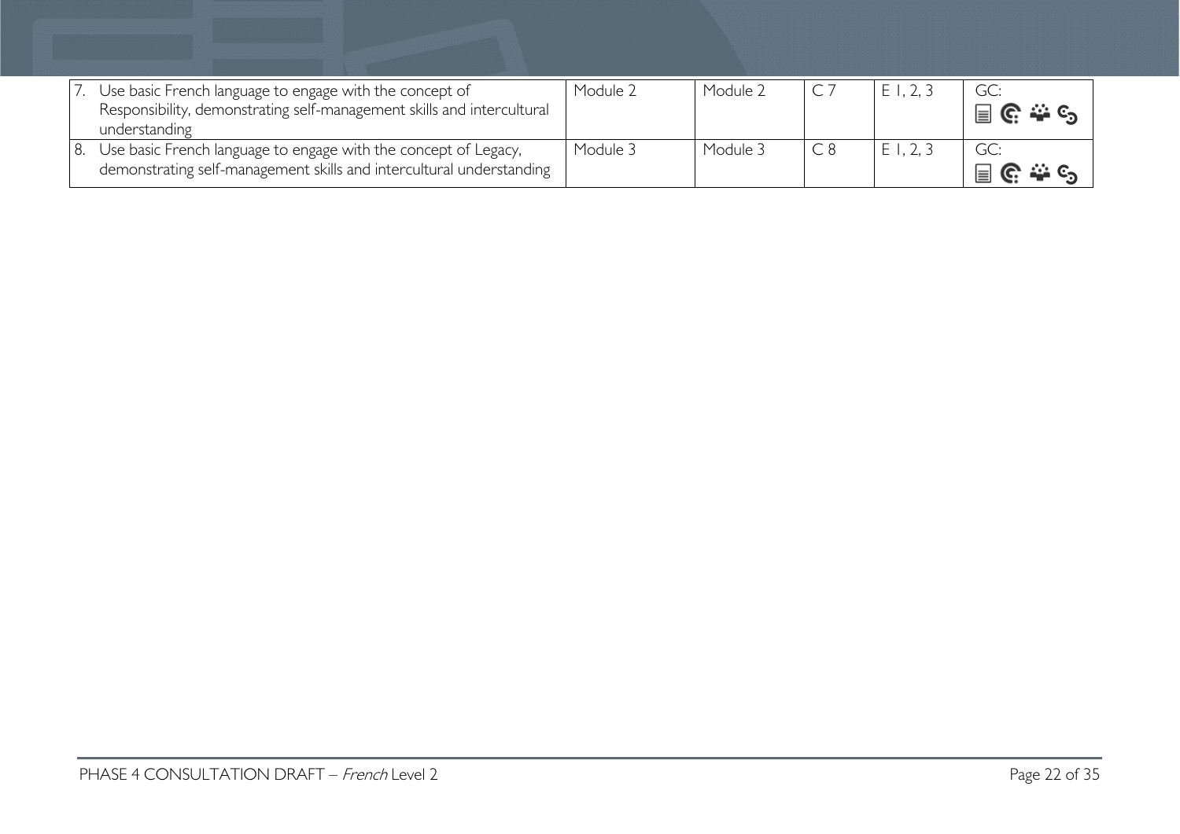| | | | | | |
|---|---|---|---|---|---|
| 7. Use basic French language to engage with the concept of Responsibility, demonstrating self-management skills and intercultural understanding | Module 2 | Module 2 | C 7 | E 1, 2, 3 | GC: |
| 8. Use basic French language to engage with the concept of Legacy, demonstrating self-management skills and intercultural understanding | Module 3 | Module 3 | C 8 | E 1, 2, 3 | GC: |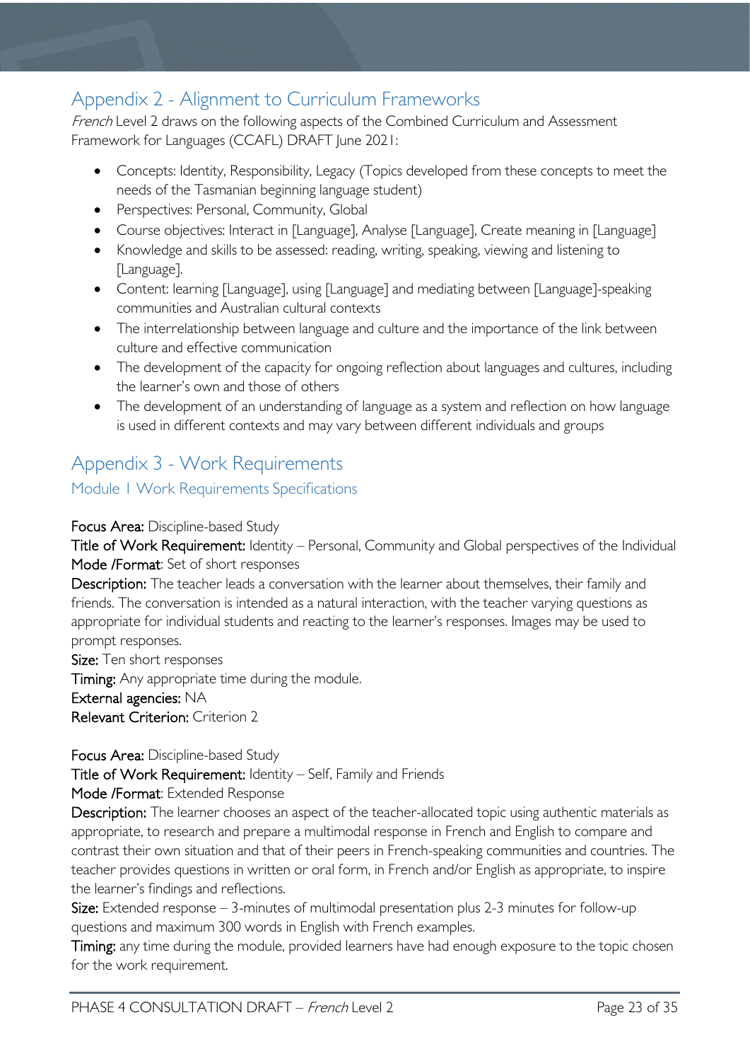## Appendix 2 - Alignment to Curriculum Frameworks

*French* Level 2 draws on the following aspects of the Combined Curriculum and Assessment Framework for Languages (CCAFL) DRAFT June 2021:

- Concepts: Identity, Responsibility, Legacy (Topics developed from these concepts to meet the needs of the Tasmanian beginning language student)
- Perspectives: Personal, Community, Global
- Course objectives: Interact in [Language], Analyse [Language], Create meaning in [Language]
- Knowledge and skills to be assessed: reading, writing, speaking, viewing and listening to [Language].
- Content: learning [Language], using [Language] and mediating between [Language]-speaking communities and Australian cultural contexts
- The interrelationship between language and culture and the importance of the link between culture and effective communication
- The development of the capacity for ongoing reflection about languages and cultures, including the learner's own and those of others
- The development of an understanding of language as a system and reflection on how language is used in different contexts and may vary between different individuals and groups

## Appendix 3 - Work Requirements

### Module 1 Work Requirements Specifications

**Focus Area:** Discipline-based Study
**Title of Work Requirement:** Identity – Personal, Community and Global perspectives of the Individual
**Mode /Format**: Set of short responses
**Description:** The teacher leads a conversation with the learner about themselves, their family and friends. The conversation is intended as a natural interaction, with the teacher varying questions as appropriate for individual students and reacting to the learner's responses. Images may be used to prompt responses.
**Size:** Ten short responses
**Timing:** Any appropriate time during the module.
**External agencies:** NA
**Relevant Criterion:** Criterion 2

**Focus Area:** Discipline-based Study
**Title of Work Requirement:** Identity – Self, Family and Friends
**Mode /Format**: Extended Response
**Description:** The learner chooses an aspect of the teacher-allocated topic using authentic materials as appropriate, to research and prepare a multimodal response in French and English to compare and contrast their own situation and that of their peers in French-speaking communities and countries. The teacher provides questions in written or oral form, in French and/or English as appropriate, to inspire the learner's findings and reflections.
**Size:** Extended response – 3-minutes of multimodal presentation plus 2-3 minutes for follow-up questions and maximum 300 words in English with French examples.
**Timing:** any time during the module, provided learners have had enough exposure to the topic chosen for the work requirement.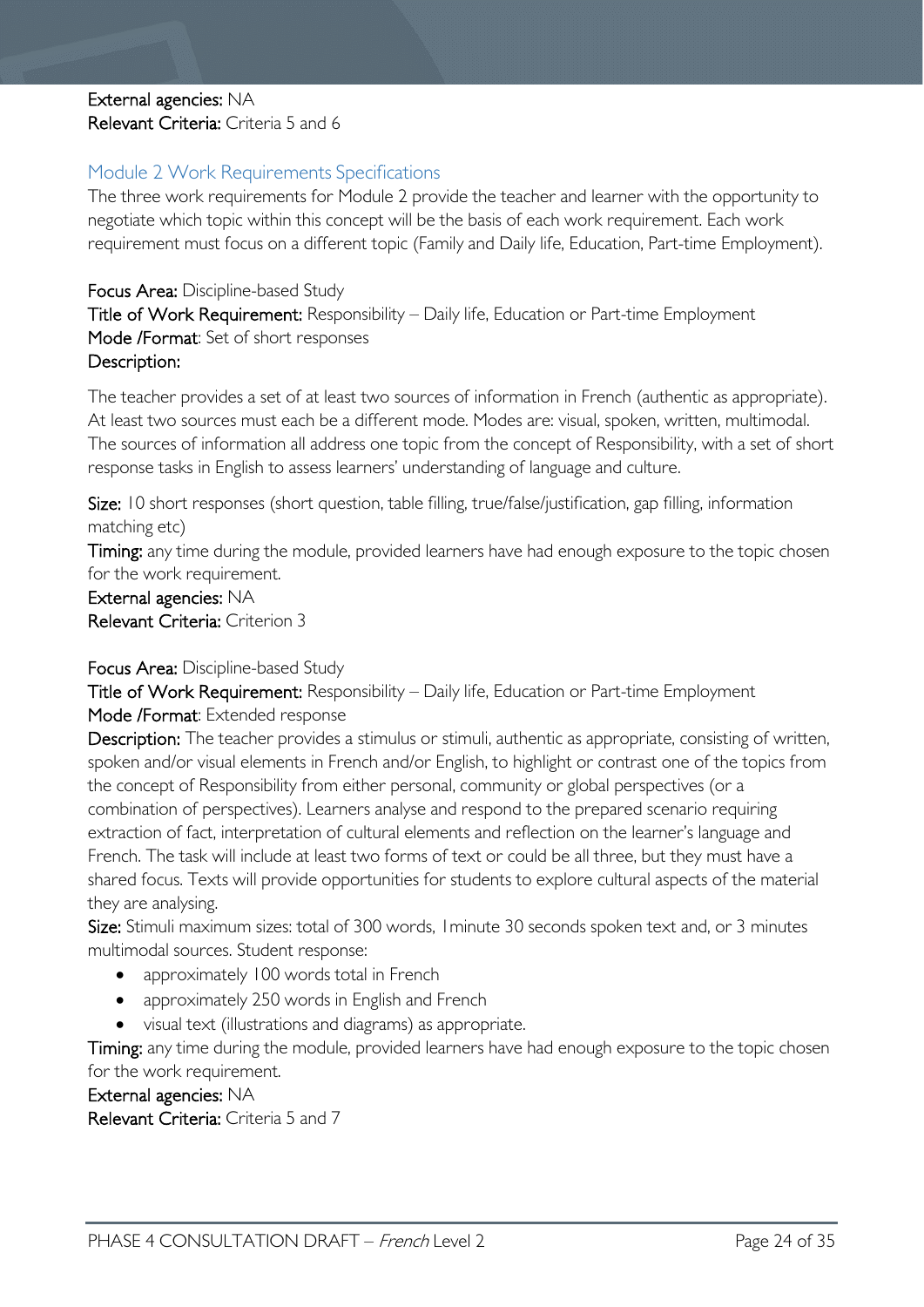**External agencies:** NA
**Relevant Criteria:** Criteria 5 and 6

## Module 2 Work Requirements Specifications

The three work requirements for Module 2 provide the teacher and learner with the opportunity to negotiate which topic within this concept will be the basis of each work requirement. Each work requirement must focus on a different topic (Family and Daily life, Education, Part-time Employment).

**Focus Area:** Discipline-based Study
**Title of Work Requirement:** Responsibility – Daily life, Education or Part-time Employment
**Mode /Format**: Set of short responses
**Description:**

The teacher provides a set of at least two sources of information in French (authentic as appropriate). At least two sources must each be a different mode. Modes are: visual, spoken, written, multimodal. The sources of information all address one topic from the concept of Responsibility, with a set of short response tasks in English to assess learners' understanding of language and culture.

**Size:** 10 short responses (short question, table filling, true/false/justification, gap filling, information matching etc)
**Timing:** any time during the module, provided learners have had enough exposure to the topic chosen for the work requirement.
**External agencies:** NA
**Relevant Criteria:** Criterion 3

**Focus Area:** Discipline-based Study
**Title of Work Requirement:** Responsibility – Daily life, Education or Part-time Employment
**Mode /Format**: Extended response
**Description:** The teacher provides a stimulus or stimuli, authentic as appropriate, consisting of written, spoken and/or visual elements in French and/or English, to highlight or contrast one of the topics from the concept of Responsibility from either personal, community or global perspectives (or a combination of perspectives). Learners analyse and respond to the prepared scenario requiring extraction of fact, interpretation of cultural elements and reflection on the learner's language and French. The task will include at least two forms of text or could be all three, but they must have a shared focus. Texts will provide opportunities for students to explore cultural aspects of the material they are analysing.
**Size:** Stimuli maximum sizes: total of 300 words, 1minute 30 seconds spoken text and, or 3 minutes multimodal sources. Student response:

- approximately 100 words total in French
- approximately 250 words in English and French
- visual text (illustrations and diagrams) as appropriate.

**Timing:** any time during the module, provided learners have had enough exposure to the topic chosen for the work requirement.
**External agencies:** NA
**Relevant Criteria:** Criteria 5 and 7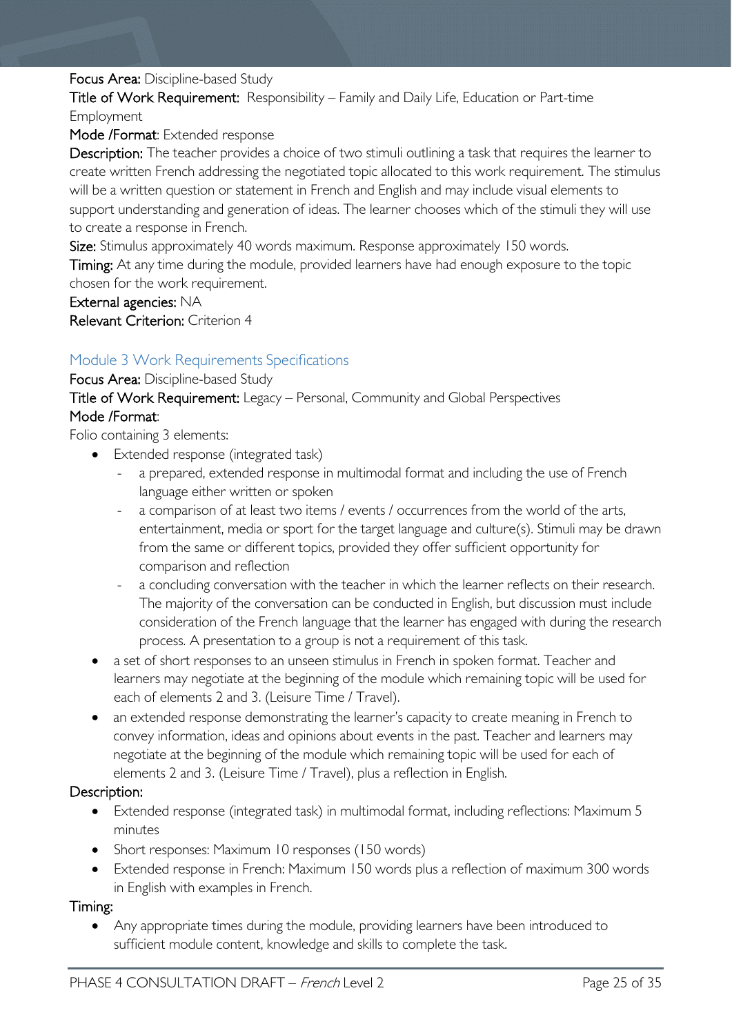**Focus Area:** Discipline-based Study

**Title of Work Requirement:** Responsibility – Family and Daily Life, Education or Part-time Employment

**Mode /Format**: Extended response

**Description:** The teacher provides a choice of two stimuli outlining a task that requires the learner to create written French addressing the negotiated topic allocated to this work requirement. The stimulus will be a written question or statement in French and English and may include visual elements to support understanding and generation of ideas. The learner chooses which of the stimuli they will use to create a response in French.

**Size:** Stimulus approximately 40 words maximum. Response approximately 150 words.

**Timing:** At any time during the module, provided learners have had enough exposure to the topic chosen for the work requirement.

**External agencies:** NA

**Relevant Criterion:** Criterion 4

### Module 3 Work Requirements Specifications

**Focus Area:** Discipline-based Study

**Title of Work Requirement:** Legacy – Personal, Community and Global Perspectives

**Mode /Format**:

Folio containing 3 elements:

- Extended response (integrated task)
  - a prepared, extended response in multimodal format and including the use of French language either written or spoken
  - a comparison of at least two items / events / occurrences from the world of the arts, entertainment, media or sport for the target language and culture(s). Stimuli may be drawn from the same or different topics, provided they offer sufficient opportunity for comparison and reflection
  - a concluding conversation with the teacher in which the learner reflects on their research. The majority of the conversation can be conducted in English, but discussion must include consideration of the French language that the learner has engaged with during the research process. A presentation to a group is not a requirement of this task.
- a set of short responses to an unseen stimulus in French in spoken format. Teacher and learners may negotiate at the beginning of the module which remaining topic will be used for each of elements 2 and 3. (Leisure Time / Travel).
- an extended response demonstrating the learner's capacity to create meaning in French to convey information, ideas and opinions about events in the past. Teacher and learners may negotiate at the beginning of the module which remaining topic will be used for each of elements 2 and 3. (Leisure Time / Travel), plus a reflection in English.

**Description:**

- Extended response (integrated task) in multimodal format, including reflections: Maximum 5 minutes
- Short responses: Maximum 10 responses (150 words)
- Extended response in French: Maximum 150 words plus a reflection of maximum 300 words in English with examples in French.

**Timing:**

- Any appropriate times during the module, providing learners have been introduced to sufficient module content, knowledge and skills to complete the task.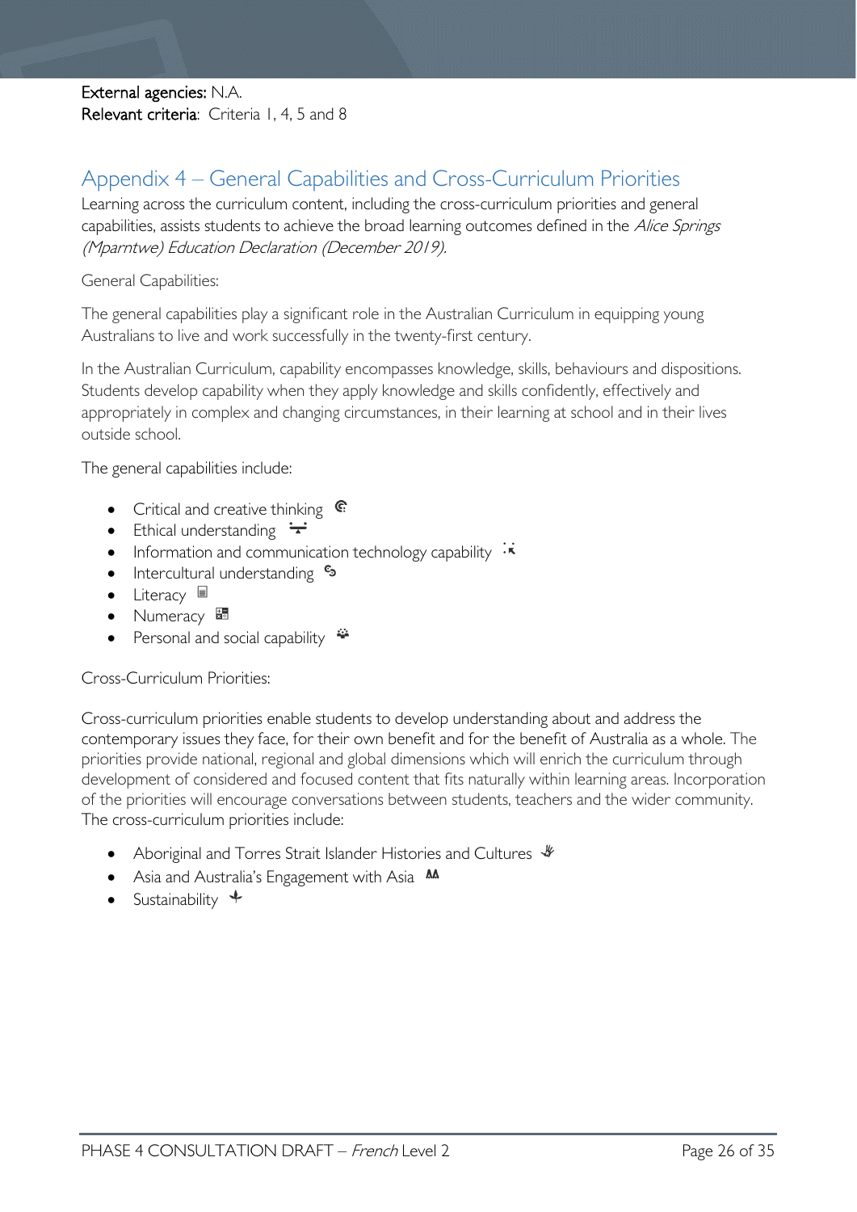**External agencies:** N.A.
**Relevant criteria**: Criteria 1, 4, 5 and 8

## Appendix 4 – General Capabilities and Cross-Curriculum Priorities

Learning across the curriculum content, including the cross-curriculum priorities and general capabilities, assists students to achieve the broad learning outcomes defined in the *Alice Springs (Mparntwe) Education Declaration (December 2019).*

General Capabilities:

The general capabilities play a significant role in the Australian Curriculum in equipping young Australians to live and work successfully in the twenty-first century.

In the Australian Curriculum, capability encompasses knowledge, skills, behaviours and dispositions. Students develop capability when they apply knowledge and skills confidently, effectively and appropriately in complex and changing circumstances, in their learning at school and in their lives outside school.

The general capabilities include:

- Critical and creative thinking
- Ethical understanding
- Information and communication technology capability
- Intercultural understanding
- Literacy
- Numeracy
- Personal and social capability

Cross-Curriculum Priorities:

Cross-curriculum priorities enable students to develop understanding about and address the contemporary issues they face, for their own benefit and for the benefit of Australia as a whole. The priorities provide national, regional and global dimensions which will enrich the curriculum through development of considered and focused content that fits naturally within learning areas. Incorporation of the priorities will encourage conversations between students, teachers and the wider community. The cross-curriculum priorities include:

- Aboriginal and Torres Strait Islander Histories and Cultures
- Asia and Australia's Engagement with Asia
- Sustainability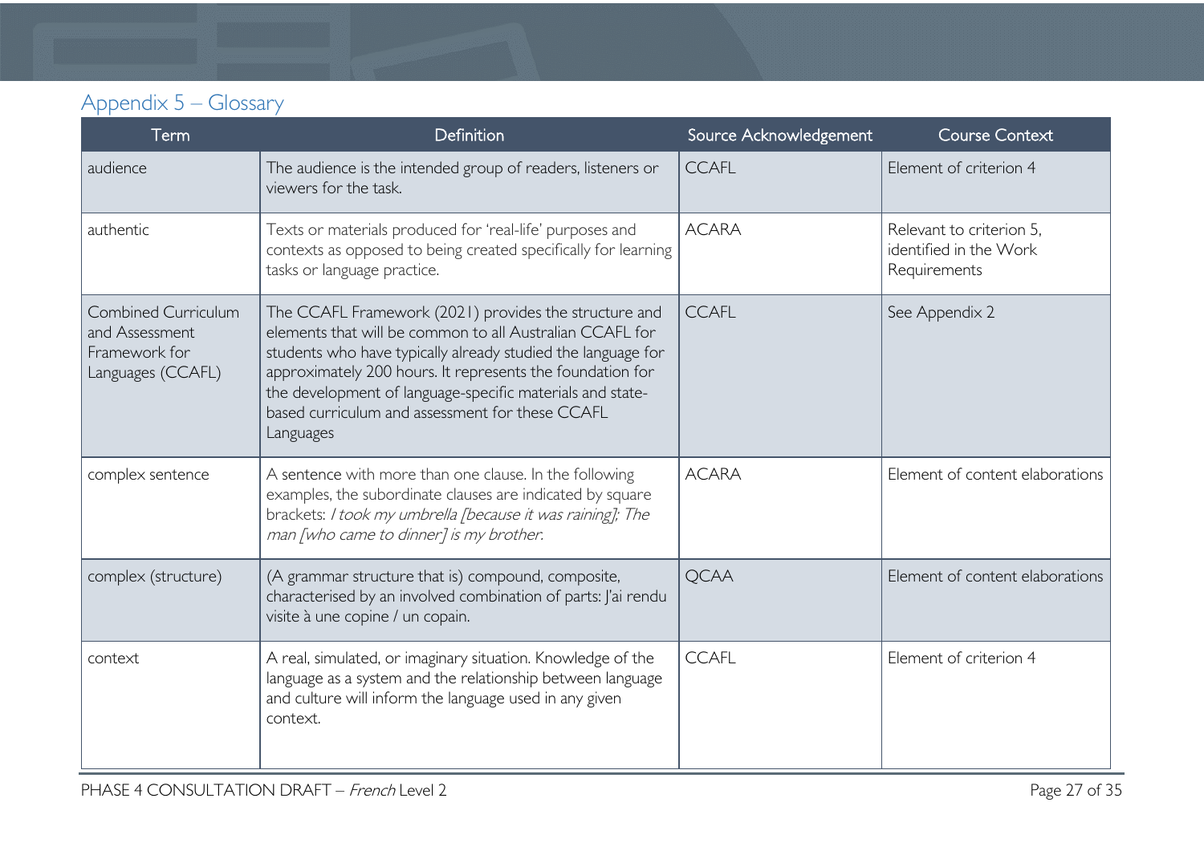## Appendix 5 – Glossary

| Term | Definition | Source Acknowledgement | Course Context |
|---|---|---|---|
| audience | The audience is the intended group of readers, listeners or viewers for the task. | CCAFL | Element of criterion 4 |
| authentic | Texts or materials produced for 'real-life' purposes and contexts as opposed to being created specifically for learning tasks or language practice. | ACARA | Relevant to criterion 5, identified in the Work Requirements |
| Combined Curriculum and Assessment Framework for Languages (CCAFL) | The CCAFL Framework (2021) provides the structure and elements that will be common to all Australian CCAFL for students who have typically already studied the language for approximately 200 hours. It represents the foundation for the development of language-specific materials and state-based curriculum and assessment for these CCAFL Languages | CCAFL | See Appendix 2 |
| complex sentence | A sentence with more than one clause. In the following examples, the subordinate clauses are indicated by square brackets: *I took my umbrella [because it was raining]; The man [who came to dinner] is my brother.* | ACARA | Element of content elaborations |
| complex (structure) | (A grammar structure that is) compound, composite, characterised by an involved combination of parts: J'ai rendu visite à une copine / un copain. | QCAA | Element of content elaborations |
| context | A real, simulated, or imaginary situation. Knowledge of the language as a system and the relationship between language and culture will inform the language used in any given context. | CCAFL | Element of criterion 4 |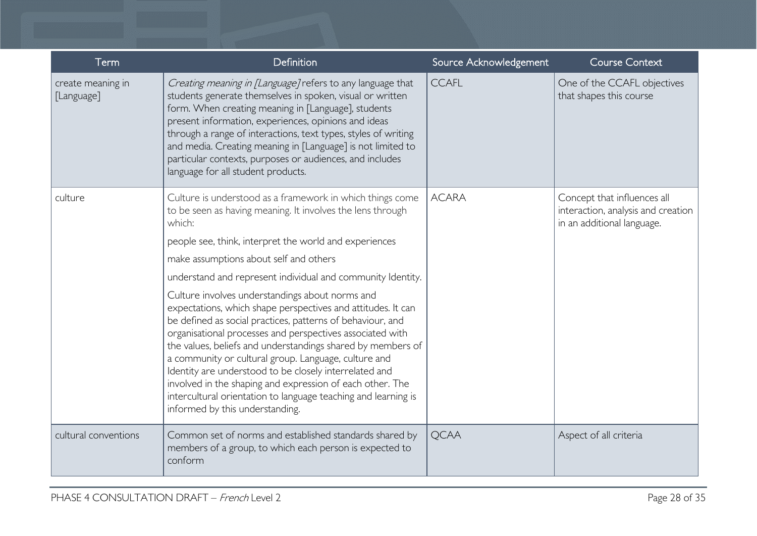| Term | Definition | Source Acknowledgement | Course Context |
|---|---|---|---|
| create meaning in [Language] | *Creating meaning in [Language]* refers to any language that students generate themselves in spoken, visual or written form. When creating meaning in [Language], students present information, experiences, opinions and ideas through a range of interactions, text types, styles of writing and media. Creating meaning in [Language] is not limited to particular contexts, purposes or audiences, and includes language for all student products. | CCAFL | One of the CCAFL objectives that shapes this course |
| culture | Culture is understood as a framework in which things come to be seen as having meaning. It involves the lens through which:<br><br>people see, think, interpret the world and experiences<br><br>make assumptions about self and others<br><br>understand and represent individual and community Identity.<br><br>Culture involves understandings about norms and expectations, which shape perspectives and attitudes. It can be defined as social practices, patterns of behaviour, and organisational processes and perspectives associated with the values, beliefs and understandings shared by members of a community or cultural group. Language, culture and Identity are understood to be closely interrelated and involved in the shaping and expression of each other. The intercultural orientation to language teaching and learning is informed by this understanding. | ACARA | Concept that influences all interaction, analysis and creation in an additional language. |
| cultural conventions | Common set of norms and established standards shared by members of a group, to which each person is expected to conform | QCAA | Aspect of all criteria |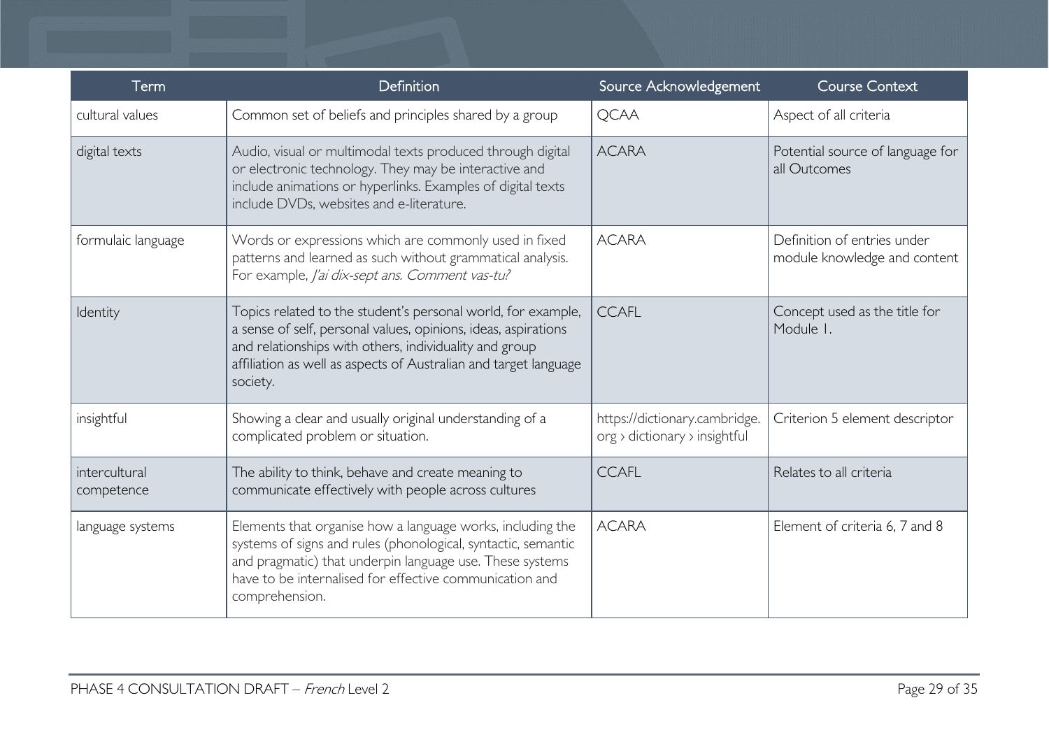| Term | Definition | Source Acknowledgement | Course Context |
| --- | --- | --- | --- |
| cultural values | Common set of beliefs and principles shared by a group | QCAA | Aspect of all criteria |
| digital texts | Audio, visual or multimodal texts produced through digital or electronic technology. They may be interactive and include animations or hyperlinks. Examples of digital texts include DVDs, websites and e-literature. | ACARA | Potential source of language for all Outcomes |
| formulaic language | Words or expressions which are commonly used in fixed patterns and learned as such without grammatical analysis. For example, *J'ai dix-sept ans. Comment vas-tu?* | ACARA | Definition of entries under module knowledge and content |
| Identity | Topics related to the student's personal world, for example, a sense of self, personal values, opinions, ideas, aspirations and relationships with others, individuality and group affiliation as well as aspects of Australian and target language society. | CCAFL | Concept used as the title for Module 1. |
| insightful | Showing a clear and usually original understanding of a complicated problem or situation. | https://dictionary.cambridge.org › dictionary › insightful | Criterion 5 element descriptor |
| intercultural competence | The ability to think, behave and create meaning to communicate effectively with people across cultures | CCAFL | Relates to all criteria |
| language systems | Elements that organise how a language works, including the systems of signs and rules (phonological, syntactic, semantic and pragmatic) that underpin language use. These systems have to be internalised for effective communication and comprehension. | ACARA | Element of criteria 6, 7 and 8 |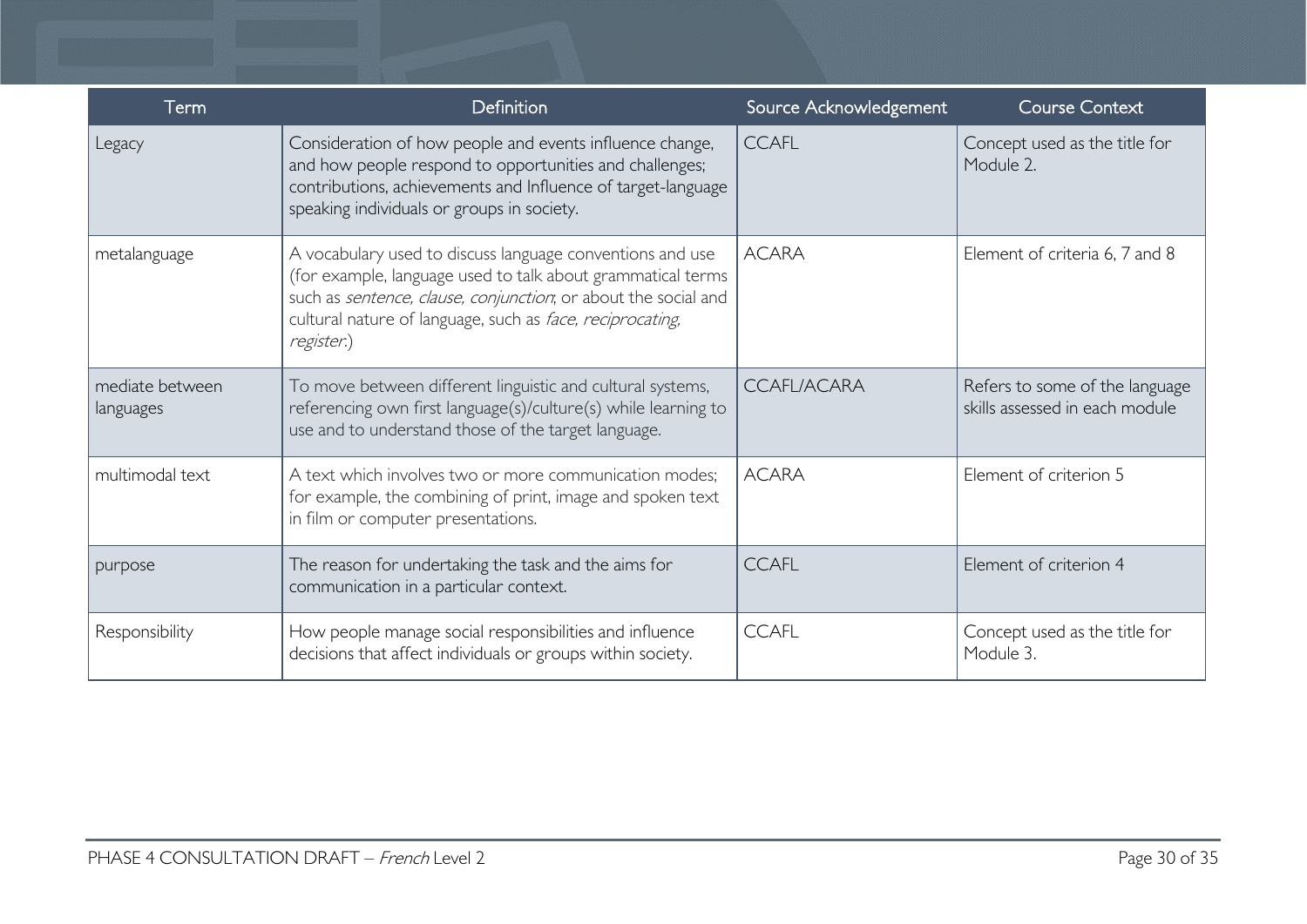| Term | Definition | Source Acknowledgement | Course Context |
| --- | --- | --- | --- |
| Legacy | Consideration of how people and events influence change, and how people respond to opportunities and challenges; contributions, achievements and Influence of target-language speaking individuals or groups in society. | CCAFL | Concept used as the title for Module 2. |
| metalanguage | A vocabulary used to discuss language conventions and use (for example, language used to talk about grammatical terms such as *sentence, clause, conjunction*; or about the social and cultural nature of language, such as *face, reciprocating, register*.) | ACARA | Element of criteria 6, 7 and 8 |
| mediate between languages | To move between different linguistic and cultural systems, referencing own first language(s)/culture(s) while learning to use and to understand those of the target language. | CCAFL/ACARA | Refers to some of the language skills assessed in each module |
| multimodal text | A text which involves two or more communication modes; for example, the combining of print, image and spoken text in film or computer presentations. | ACARA | Element of criterion 5 |
| purpose | The reason for undertaking the task and the aims for communication in a particular context. | CCAFL | Element of criterion 4 |
| Responsibility | How people manage social responsibilities and influence decisions that affect individuals or groups within society. | CCAFL | Concept used as the title for Module 3. |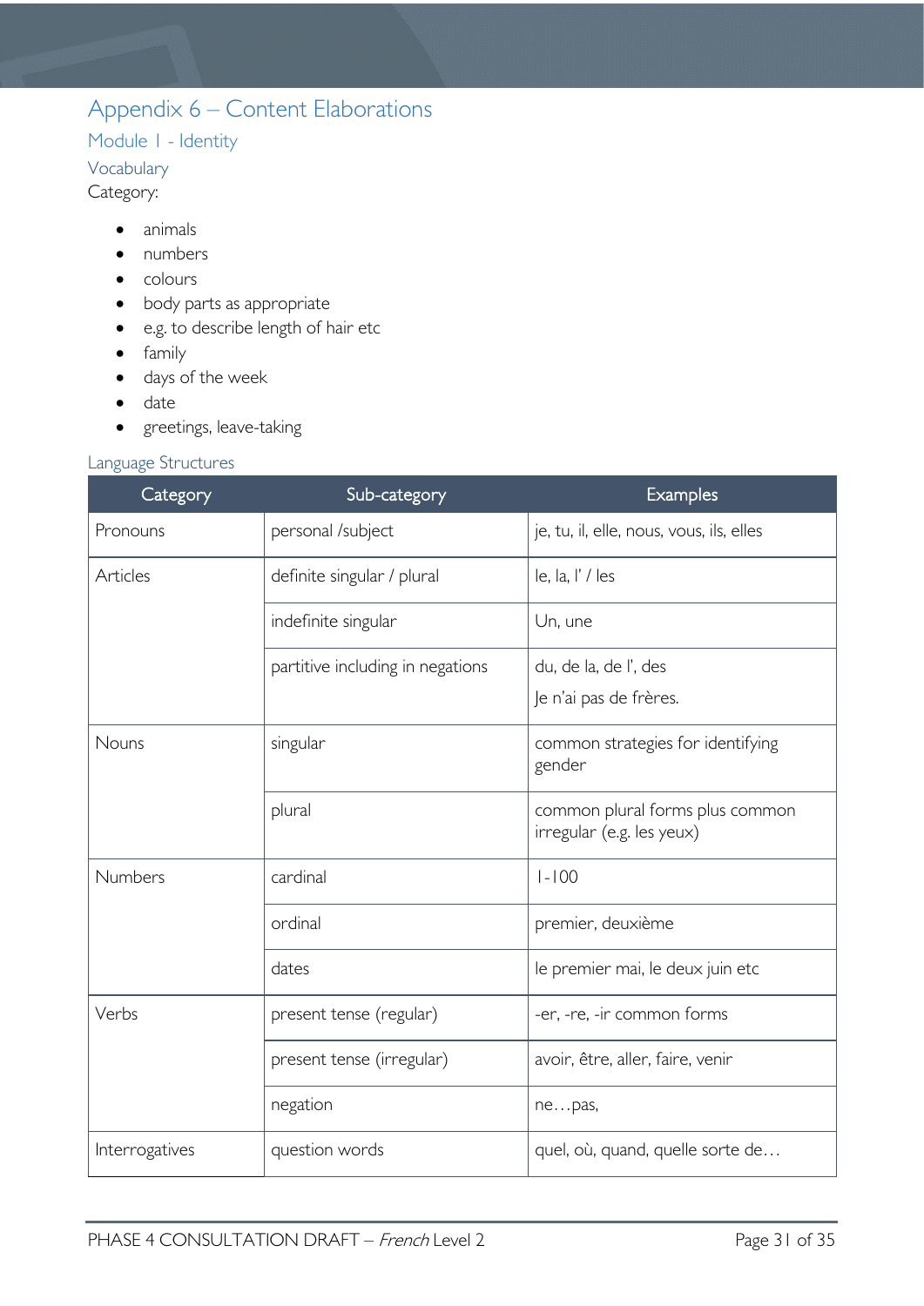# Appendix 6 – Content Elaborations

## Module 1 - Identity

### Vocabulary

Category:

- animals
- numbers
- colours
- body parts as appropriate
- e.g. to describe length of hair etc
- family
- days of the week
- date
- greetings, leave-taking

### Language Structures

| Category | Sub-category | Examples |
|---|---|---|
| Pronouns | personal /subject | je, tu, il, elle, nous, vous, ils, elles |
| Articles | definite singular / plural | le, la, l' / les |
| | indefinite singular | Un, une |
| | partitive including in negations | du, de la, de l', des<br>Je n'ai pas de frères. |
| Nouns | singular | common strategies for identifying gender |
| | plural | common plural forms plus common irregular (e.g. les yeux) |
| Numbers | cardinal | 1-100 |
| | ordinal | premier, deuxième |
| | dates | le premier mai, le deux juin etc |
| Verbs | present tense (regular) | -er, -re, -ir common forms |
| | present tense (irregular) | avoir, être, aller, faire, venir |
| | negation | ne…pas, |
| Interrogatives | question words | quel, où, quand, quelle sorte de… |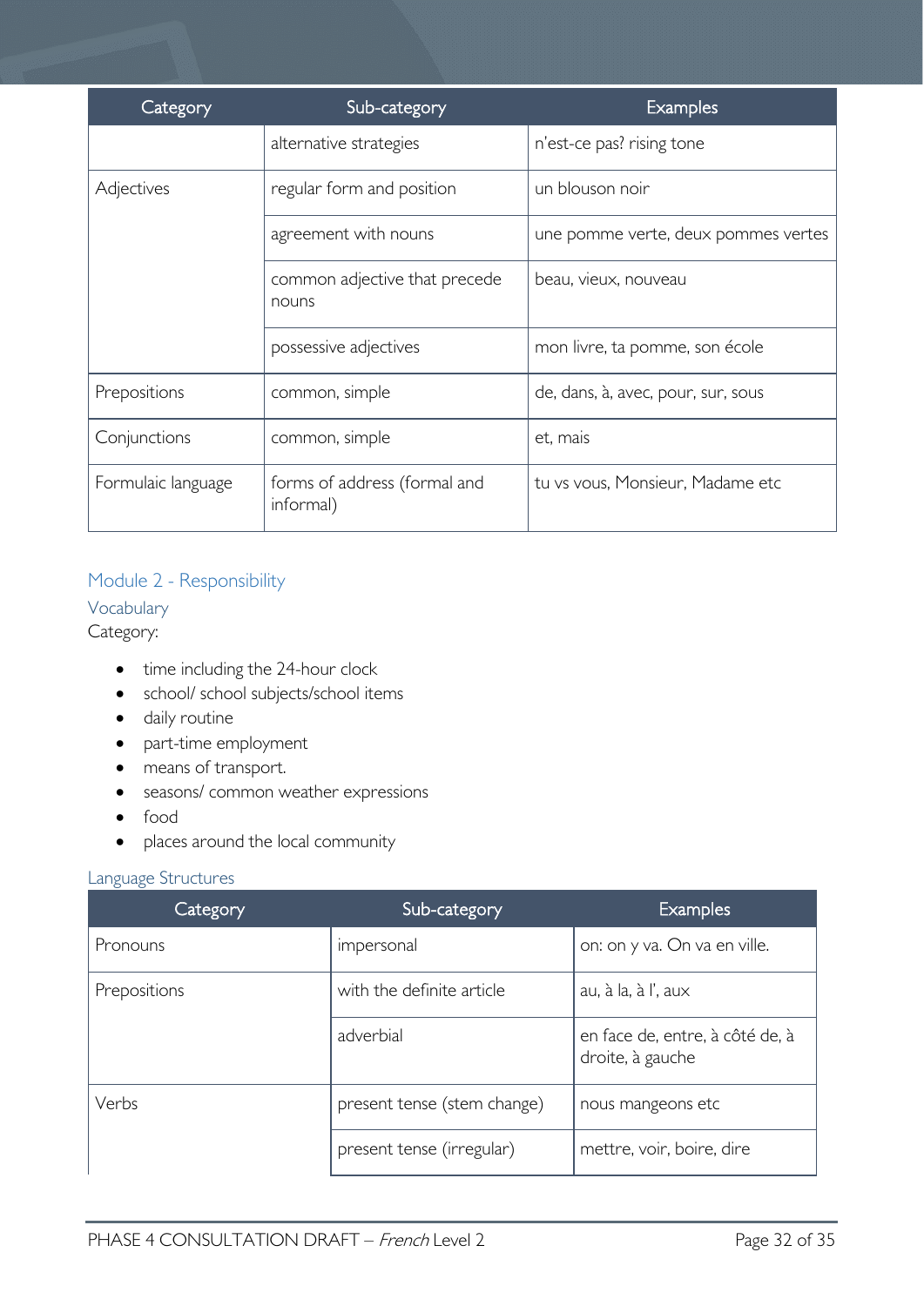| Category | Sub-category | Examples |
| --- | --- | --- |
| | alternative strategies | n'est-ce pas? rising tone |
| Adjectives | regular form and position | un blouson noir |
| | agreement with nouns | une pomme verte, deux pommes vertes |
| | common adjective that precede nouns | beau, vieux, nouveau |
| | possessive adjectives | mon livre, ta pomme, son école |
| Prepositions | common, simple | de, dans, à, avec, pour, sur, sous |
| Conjunctions | common, simple | et, mais |
| Formulaic language | forms of address (formal and informal) | tu vs vous, Monsieur, Madame etc |

## Module 2 - Responsibility

### Vocabulary

Category:

- time including the 24-hour clock
- school/ school subjects/school items
- daily routine
- part-time employment
- means of transport.
- seasons/ common weather expressions
- food
- places around the local community

### Language Structures

| Category | Sub-category | Examples |
| --- | --- | --- |
| Pronouns | impersonal | on: on y va. On va en ville. |
| Prepositions | with the definite article | au, à la, à l', aux |
| | adverbial | en face de, entre, à côté de, à droite, à gauche |
| Verbs | present tense (stem change) | nous mangeons etc |
| | present tense (irregular) | mettre, voir, boire, dire |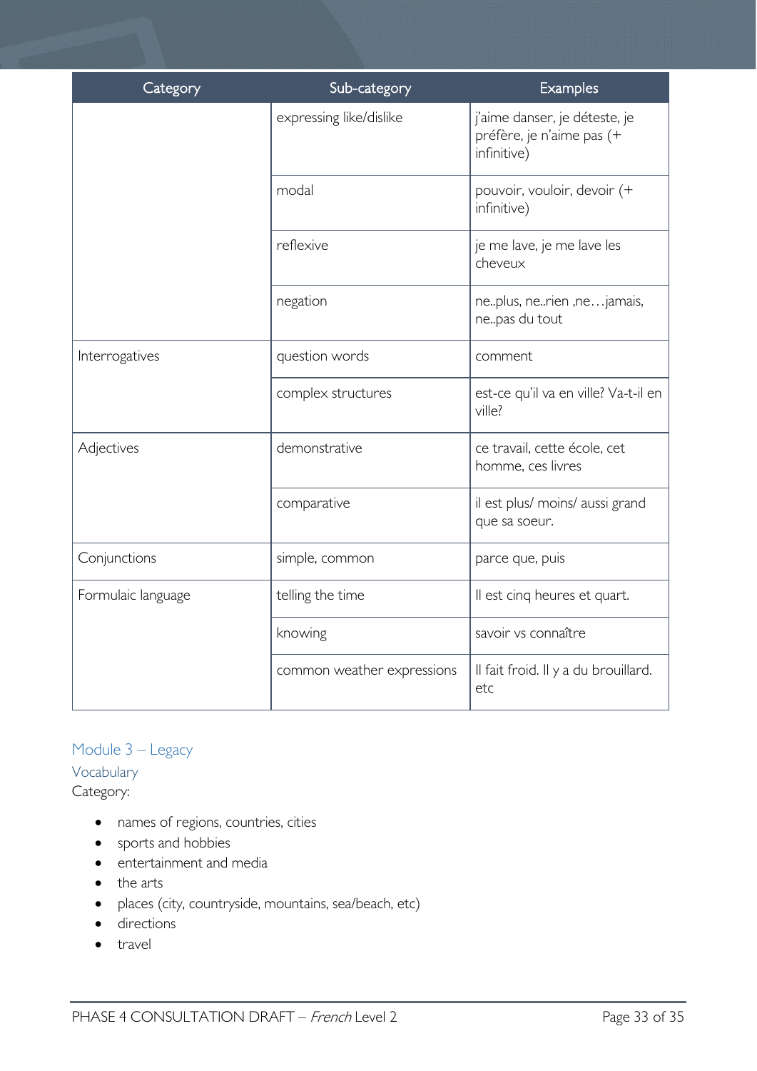| Category | Sub-category | Examples |
| --- | --- | --- |
| | expressing like/dislike | j'aime danser, je déteste, je préfère, je n'aime pas (+ infinitive) |
| | modal | pouvoir, vouloir, devoir (+ infinitive) |
| | reflexive | je me lave, je me lave les cheveux |
| | negation | ne..plus, ne..rien ,ne…jamais, ne..pas du tout |
| Interrogatives | question words | comment |
| | complex structures | est-ce qu'il va en ville? Va-t-il en ville? |
| Adjectives | demonstrative | ce travail, cette école, cet homme, ces livres |
| | comparative | il est plus/ moins/ aussi grand que sa soeur. |
| Conjunctions | simple, common | parce que, puis |
| Formulaic language | telling the time | Il est cinq heures et quart. |
| | knowing | savoir vs connaître |
| | common weather expressions | Il fait froid. Il y a du brouillard. etc |

## Module 3 – Legacy

### Vocabulary

Category:

- names of regions, countries, cities
- sports and hobbies
- entertainment and media
- the arts
- places (city, countryside, mountains, sea/beach, etc)
- directions
- travel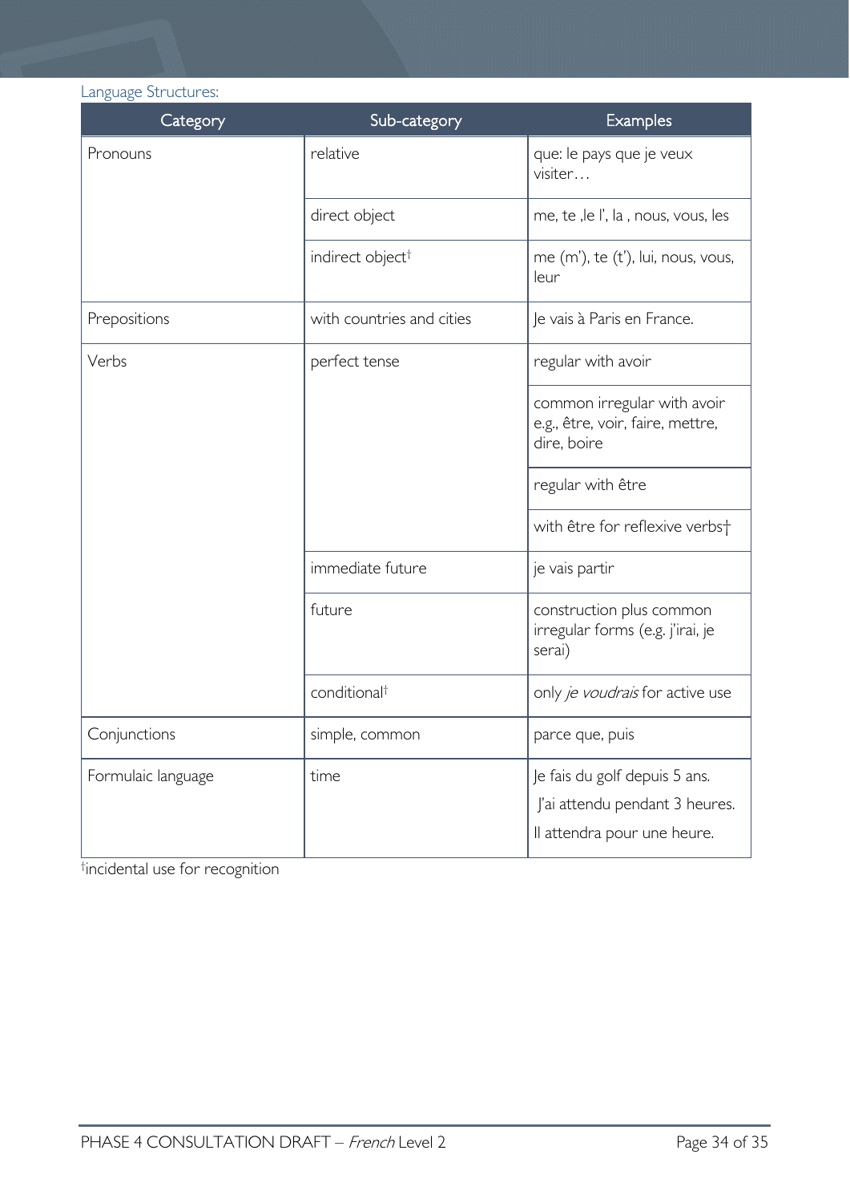Language Structures:

| Category | Sub-category | Examples |
|---|---|---|
| Pronouns | relative | que: le pays que je veux visiter… |
| | direct object | me, te ,le l', la , nous, vous, les |
| | indirect object† | me (m'), te (t'), lui, nous, vous, leur |
| Prepositions | with countries and cities | Je vais à Paris en France. |
| Verbs | perfect tense | regular with avoir |
| | | common irregular with avoir e.g., être, voir, faire, mettre, dire, boire |
| | | regular with être |
| | | with être for reflexive verbs† |
| | immediate future | je vais partir |
| | future | construction plus common irregular forms (e.g. j'irai, je serai) |
| | conditional† | only *je voudrais* for active use |
| Conjunctions | simple, common | parce que, puis |
| Formulaic language | time | Je fais du golf depuis 5 ans. J'ai attendu pendant 3 heures. Il attendra pour une heure. |

†incidental use for recognition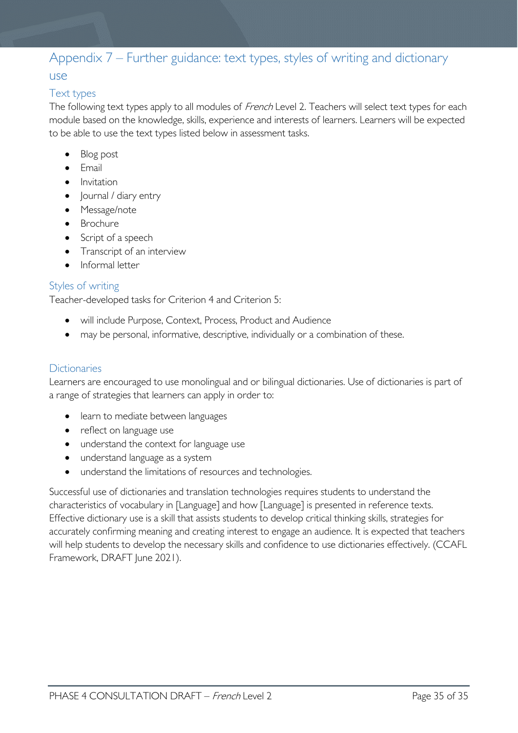## Appendix 7 – Further guidance: text types, styles of writing and dictionary use

### Text types

The following text types apply to all modules of *French* Level 2. Teachers will select text types for each module based on the knowledge, skills, experience and interests of learners. Learners will be expected to be able to use the text types listed below in assessment tasks.

- Blog post
- Email
- Invitation
- Journal / diary entry
- Message/note
- Brochure
- Script of a speech
- Transcript of an interview
- Informal letter

### Styles of writing

Teacher-developed tasks for Criterion 4 and Criterion 5:

- will include Purpose, Context, Process, Product and Audience
- may be personal, informative, descriptive, individually or a combination of these.

### Dictionaries

Learners are encouraged to use monolingual and or bilingual dictionaries. Use of dictionaries is part of a range of strategies that learners can apply in order to:

- learn to mediate between languages
- reflect on language use
- understand the context for language use
- understand language as a system
- understand the limitations of resources and technologies.

Successful use of dictionaries and translation technologies requires students to understand the characteristics of vocabulary in [Language] and how [Language] is presented in reference texts. Effective dictionary use is a skill that assists students to develop critical thinking skills, strategies for accurately confirming meaning and creating interest to engage an audience. It is expected that teachers will help students to develop the necessary skills and confidence to use dictionaries effectively. (CCAFL Framework, DRAFT June 2021).